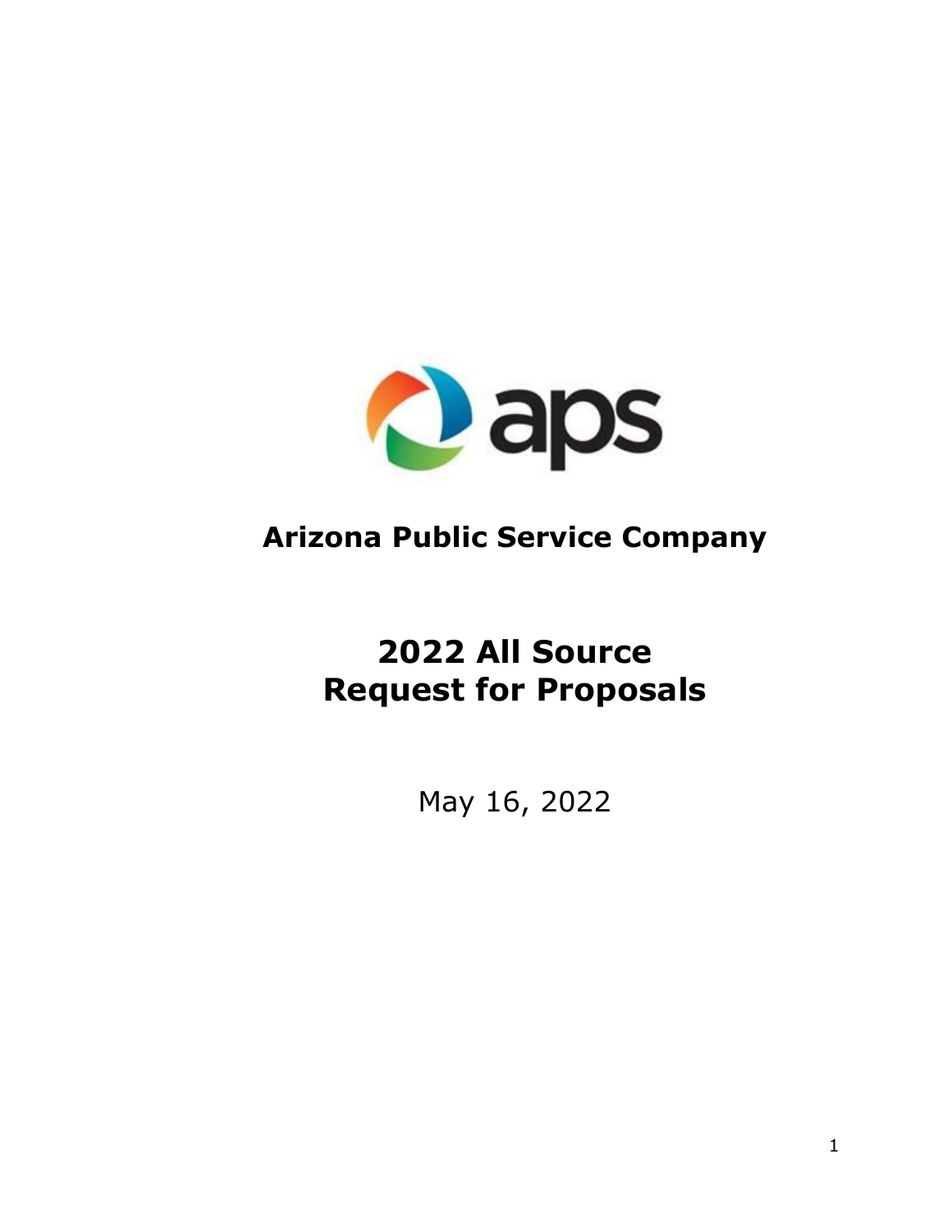# Arizona Public Service Company

# 2022 All Source Request for Proposals

May 16, 2022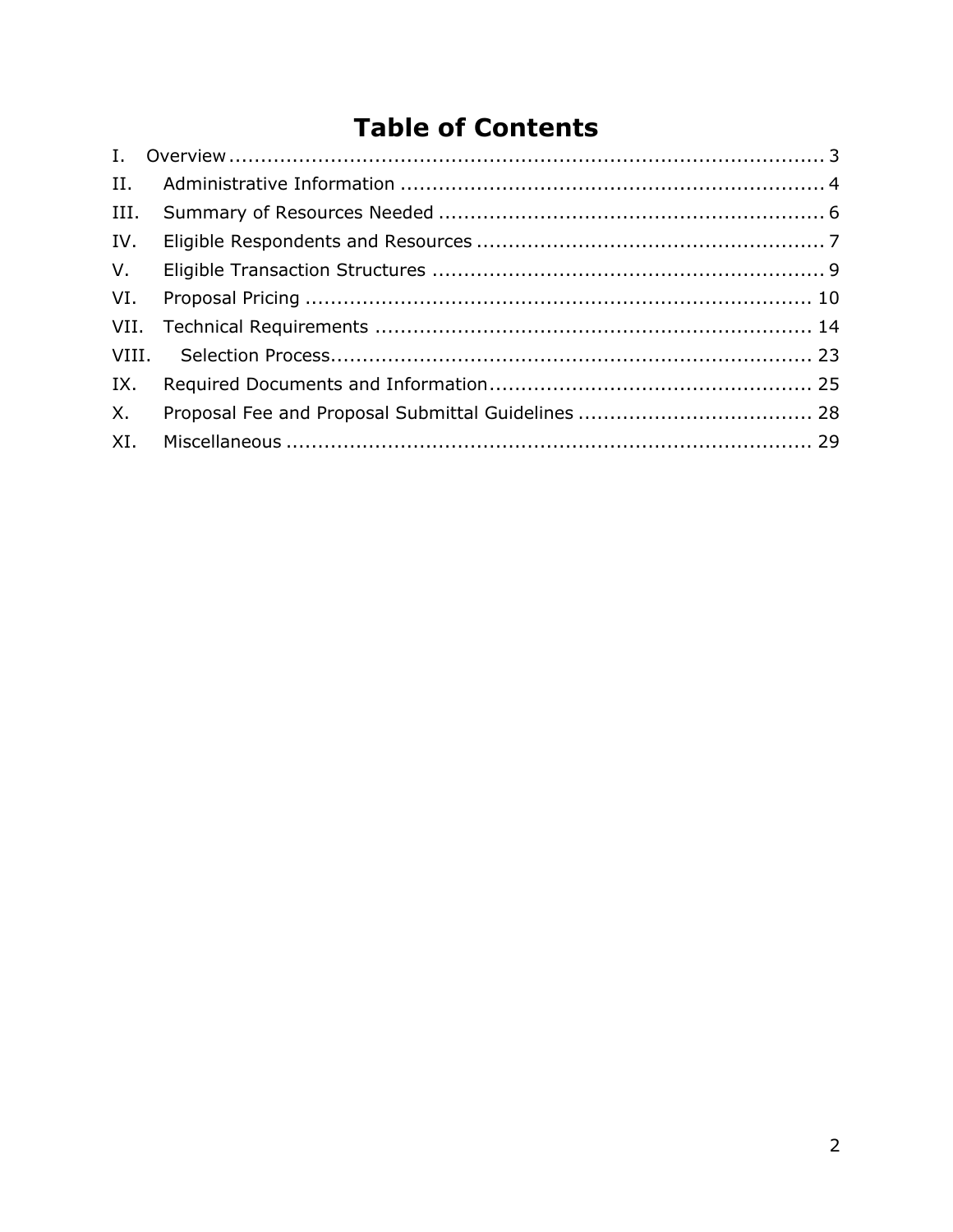# Table of Contents

| | | |
|---|---|---|
| I. | Overview | 3 |
| II. | Administrative Information | 4 |
| III. | Summary of Resources Needed | 6 |
| IV. | Eligible Respondents and Resources | 7 |
| V. | Eligible Transaction Structures | 9 |
| VI. | Proposal Pricing | 10 |
| VII. | Technical Requirements | 14 |
| VIII. | Selection Process | 23 |
| IX. | Required Documents and Information | 25 |
| X. | Proposal Fee and Proposal Submittal Guidelines | 28 |
| XI. | Miscellaneous | 29 |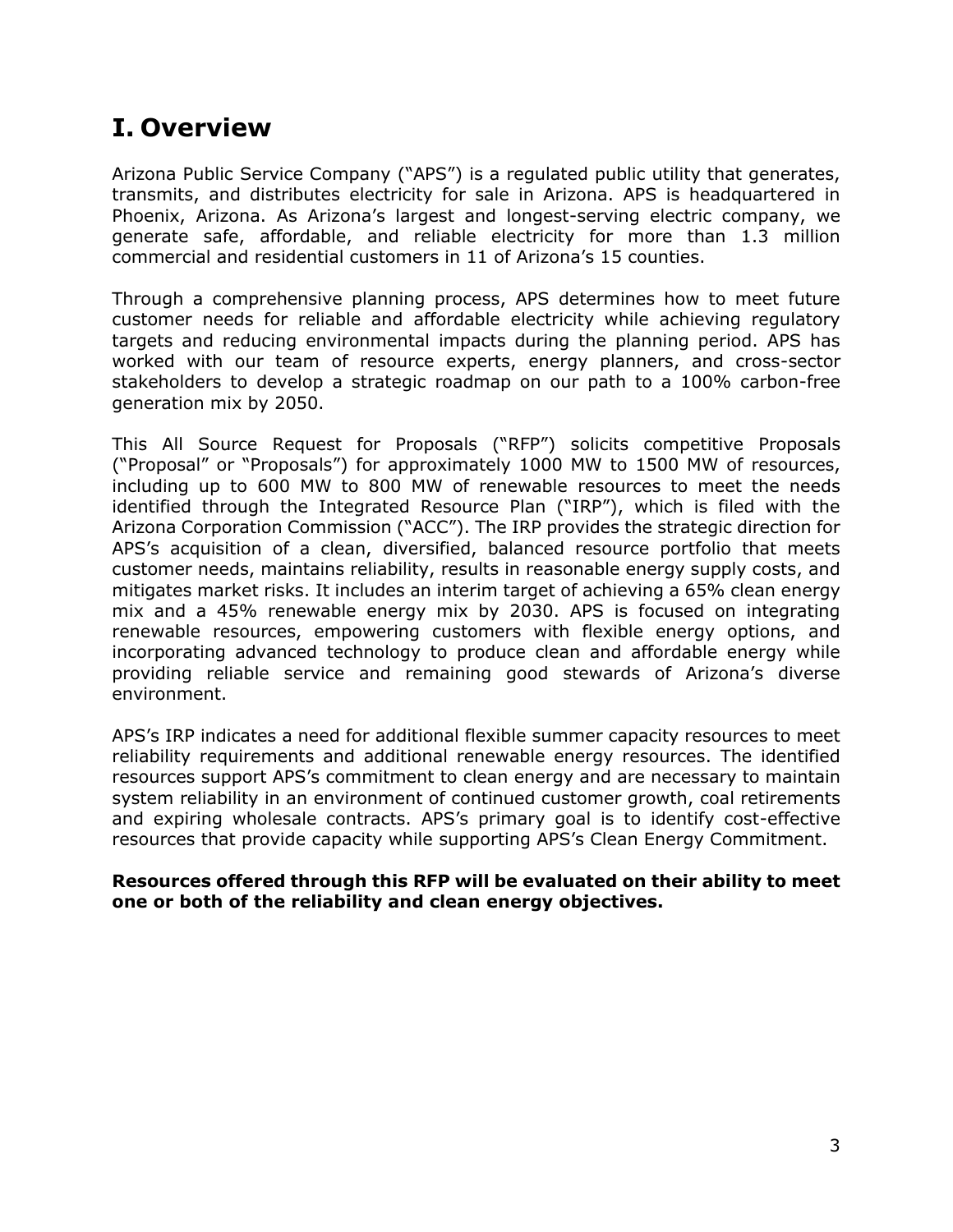# I. Overview

Arizona Public Service Company ("APS") is a regulated public utility that generates, transmits, and distributes electricity for sale in Arizona. APS is headquartered in Phoenix, Arizona. As Arizona's largest and longest-serving electric company, we generate safe, affordable, and reliable electricity for more than 1.3 million commercial and residential customers in 11 of Arizona's 15 counties.

Through a comprehensive planning process, APS determines how to meet future customer needs for reliable and affordable electricity while achieving regulatory targets and reducing environmental impacts during the planning period. APS has worked with our team of resource experts, energy planners, and cross-sector stakeholders to develop a strategic roadmap on our path to a 100% carbon-free generation mix by 2050.

This All Source Request for Proposals ("RFP") solicits competitive Proposals ("Proposal" or "Proposals") for approximately 1000 MW to 1500 MW of resources, including up to 600 MW to 800 MW of renewable resources to meet the needs identified through the Integrated Resource Plan ("IRP"), which is filed with the Arizona Corporation Commission ("ACC"). The IRP provides the strategic direction for APS's acquisition of a clean, diversified, balanced resource portfolio that meets customer needs, maintains reliability, results in reasonable energy supply costs, and mitigates market risks. It includes an interim target of achieving a 65% clean energy mix and a 45% renewable energy mix by 2030. APS is focused on integrating renewable resources, empowering customers with flexible energy options, and incorporating advanced technology to produce clean and affordable energy while providing reliable service and remaining good stewards of Arizona's diverse environment.

APS's IRP indicates a need for additional flexible summer capacity resources to meet reliability requirements and additional renewable energy resources. The identified resources support APS's commitment to clean energy and are necessary to maintain system reliability in an environment of continued customer growth, coal retirements and expiring wholesale contracts. APS's primary goal is to identify cost-effective resources that provide capacity while supporting APS's Clean Energy Commitment.

**Resources offered through this RFP will be evaluated on their ability to meet one or both of the reliability and clean energy objectives.**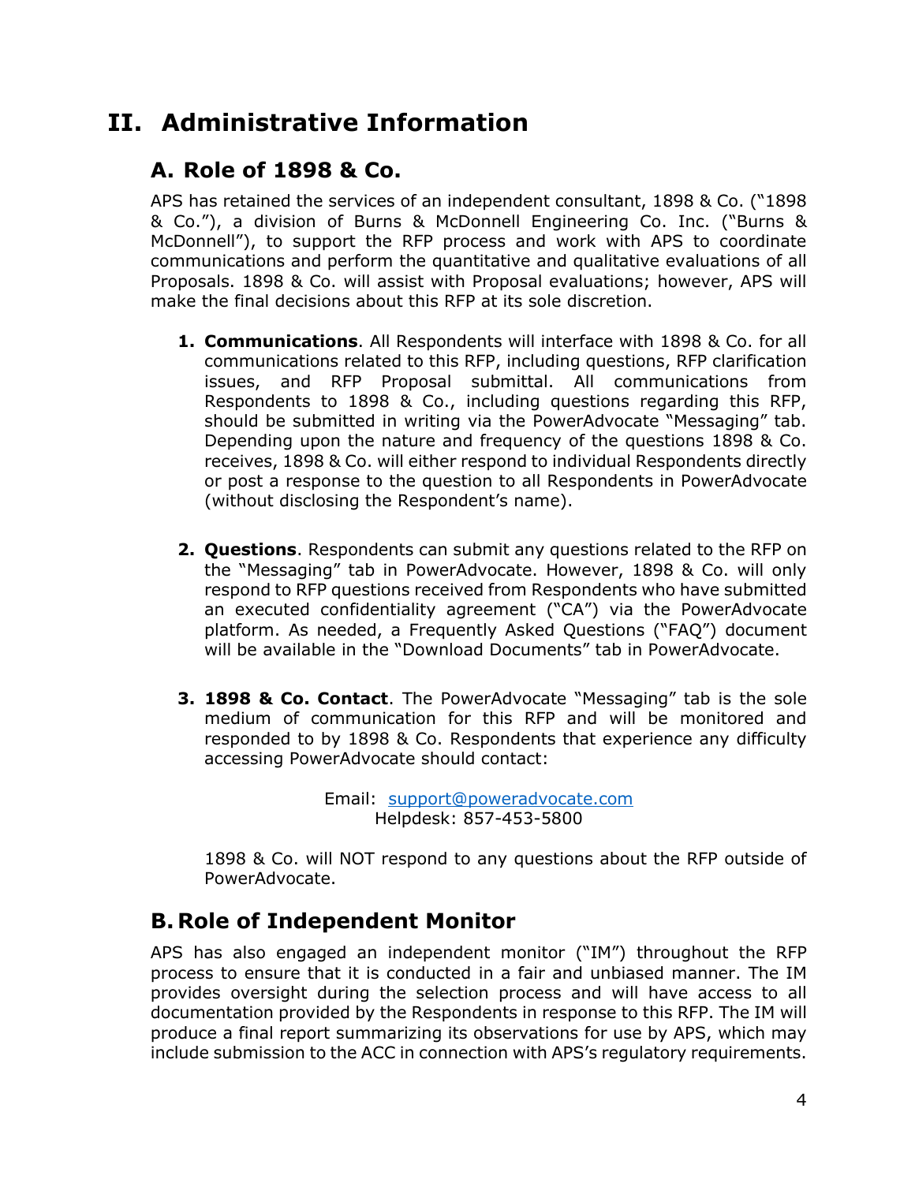# II. Administrative Information

## A. Role of 1898 & Co.

APS has retained the services of an independent consultant, 1898 & Co. ("1898 & Co."), a division of Burns & McDonnell Engineering Co. Inc. ("Burns & McDonnell"), to support the RFP process and work with APS to coordinate communications and perform the quantitative and qualitative evaluations of all Proposals. 1898 & Co. will assist with Proposal evaluations; however, APS will make the final decisions about this RFP at its sole discretion.

1. **Communications**. All Respondents will interface with 1898 & Co. for all communications related to this RFP, including questions, RFP clarification issues, and RFP Proposal submittal. All communications from Respondents to 1898 & Co., including questions regarding this RFP, should be submitted in writing via the PowerAdvocate "Messaging" tab. Depending upon the nature and frequency of the questions 1898 & Co. receives, 1898 & Co. will either respond to individual Respondents directly or post a response to the question to all Respondents in PowerAdvocate (without disclosing the Respondent's name).

2. **Questions**. Respondents can submit any questions related to the RFP on the "Messaging" tab in PowerAdvocate. However, 1898 & Co. will only respond to RFP questions received from Respondents who have submitted an executed confidentiality agreement ("CA") via the PowerAdvocate platform. As needed, a Frequently Asked Questions ("FAQ") document will be available in the "Download Documents" tab in PowerAdvocate.

3. **1898 & Co. Contact**. The PowerAdvocate "Messaging" tab is the sole medium of communication for this RFP and will be monitored and responded to by 1898 & Co. Respondents that experience any difficulty accessing PowerAdvocate should contact:

   Email: support@poweradvocate.com
   Helpdesk: 857-453-5800

   1898 & Co. will NOT respond to any questions about the RFP outside of PowerAdvocate.

## B. Role of Independent Monitor

APS has also engaged an independent monitor ("IM") throughout the RFP process to ensure that it is conducted in a fair and unbiased manner. The IM provides oversight during the selection process and will have access to all documentation provided by the Respondents in response to this RFP. The IM will produce a final report summarizing its observations for use by APS, which may include submission to the ACC in connection with APS's regulatory requirements.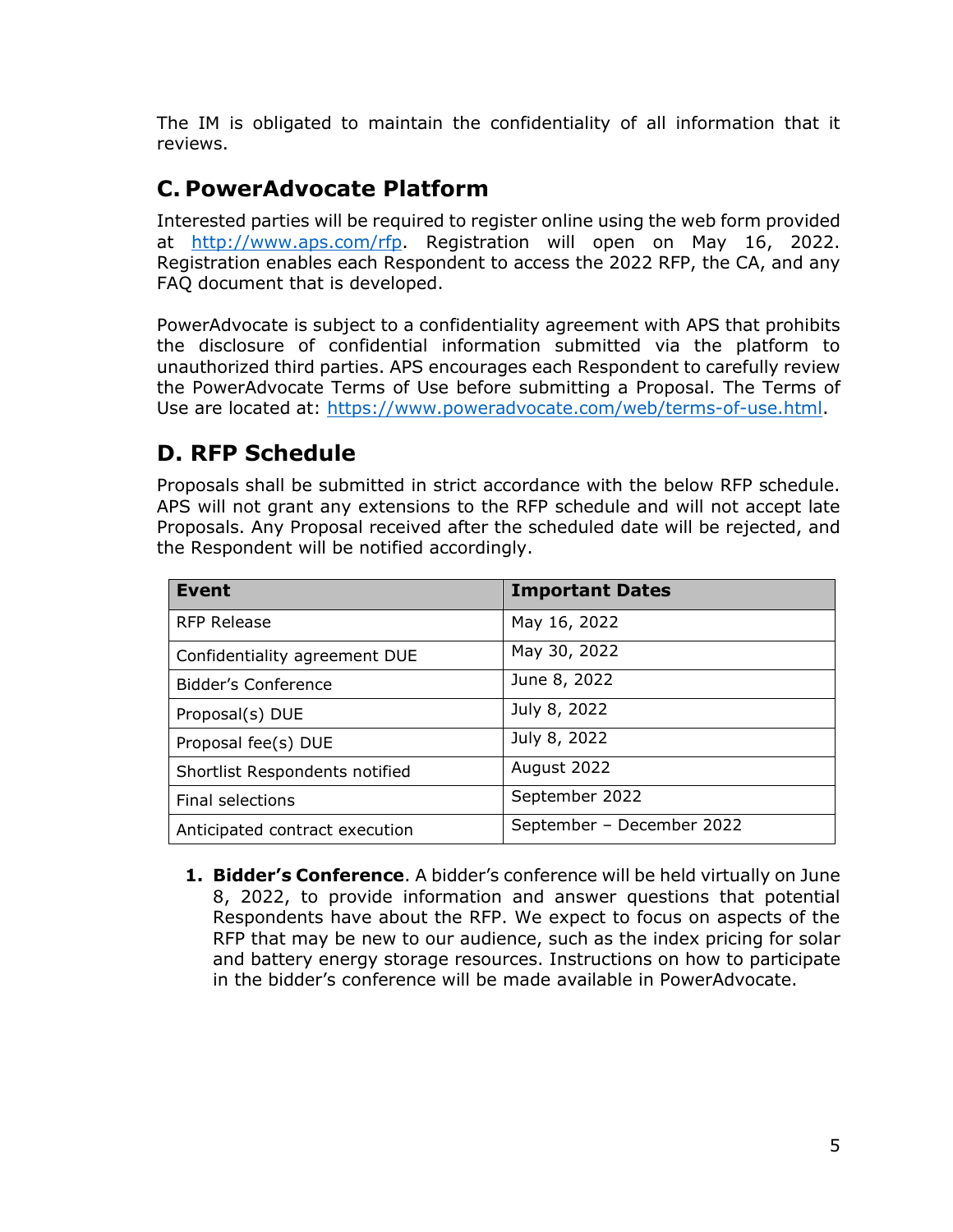The IM is obligated to maintain the confidentiality of all information that it reviews.

## C. PowerAdvocate Platform

Interested parties will be required to register online using the web form provided at http://www.aps.com/rfp. Registration will open on May 16, 2022. Registration enables each Respondent to access the 2022 RFP, the CA, and any FAQ document that is developed.

PowerAdvocate is subject to a confidentiality agreement with APS that prohibits the disclosure of confidential information submitted via the platform to unauthorized third parties. APS encourages each Respondent to carefully review the PowerAdvocate Terms of Use before submitting a Proposal. The Terms of Use are located at: https://www.poweradvocate.com/web/terms-of-use.html.

## D. RFP Schedule

Proposals shall be submitted in strict accordance with the below RFP schedule. APS will not grant any extensions to the RFP schedule and will not accept late Proposals. Any Proposal received after the scheduled date will be rejected, and the Respondent will be notified accordingly.

| Event | Important Dates |
| --- | --- |
| RFP Release | May 16, 2022 |
| Confidentiality agreement DUE | May 30, 2022 |
| Bidder's Conference | June 8, 2022 |
| Proposal(s) DUE | July 8, 2022 |
| Proposal fee(s) DUE | July 8, 2022 |
| Shortlist Respondents notified | August 2022 |
| Final selections | September 2022 |
| Anticipated contract execution | September – December 2022 |

1. **Bidder's Conference**. A bidder's conference will be held virtually on June 8, 2022, to provide information and answer questions that potential Respondents have about the RFP. We expect to focus on aspects of the RFP that may be new to our audience, such as the index pricing for solar and battery energy storage resources. Instructions on how to participate in the bidder's conference will be made available in PowerAdvocate.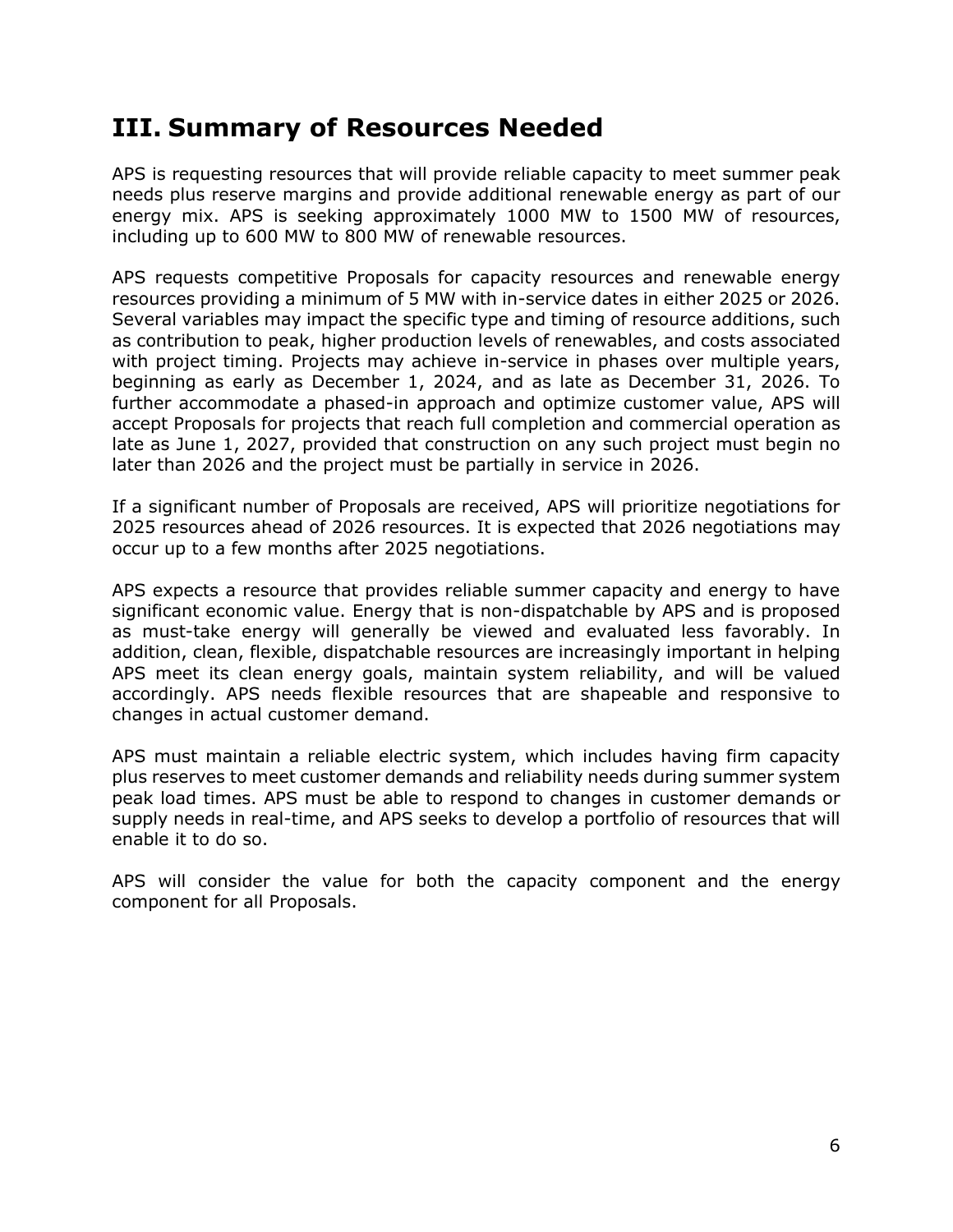## III. Summary of Resources Needed

APS is requesting resources that will provide reliable capacity to meet summer peak needs plus reserve margins and provide additional renewable energy as part of our energy mix. APS is seeking approximately 1000 MW to 1500 MW of resources, including up to 600 MW to 800 MW of renewable resources.

APS requests competitive Proposals for capacity resources and renewable energy resources providing a minimum of 5 MW with in-service dates in either 2025 or 2026. Several variables may impact the specific type and timing of resource additions, such as contribution to peak, higher production levels of renewables, and costs associated with project timing. Projects may achieve in-service in phases over multiple years, beginning as early as December 1, 2024, and as late as December 31, 2026. To further accommodate a phased-in approach and optimize customer value, APS will accept Proposals for projects that reach full completion and commercial operation as late as June 1, 2027, provided that construction on any such project must begin no later than 2026 and the project must be partially in service in 2026.

If a significant number of Proposals are received, APS will prioritize negotiations for 2025 resources ahead of 2026 resources. It is expected that 2026 negotiations may occur up to a few months after 2025 negotiations.

APS expects a resource that provides reliable summer capacity and energy to have significant economic value. Energy that is non-dispatchable by APS and is proposed as must-take energy will generally be viewed and evaluated less favorably. In addition, clean, flexible, dispatchable resources are increasingly important in helping APS meet its clean energy goals, maintain system reliability, and will be valued accordingly. APS needs flexible resources that are shapeable and responsive to changes in actual customer demand.

APS must maintain a reliable electric system, which includes having firm capacity plus reserves to meet customer demands and reliability needs during summer system peak load times. APS must be able to respond to changes in customer demands or supply needs in real-time, and APS seeks to develop a portfolio of resources that will enable it to do so.

APS will consider the value for both the capacity component and the energy component for all Proposals.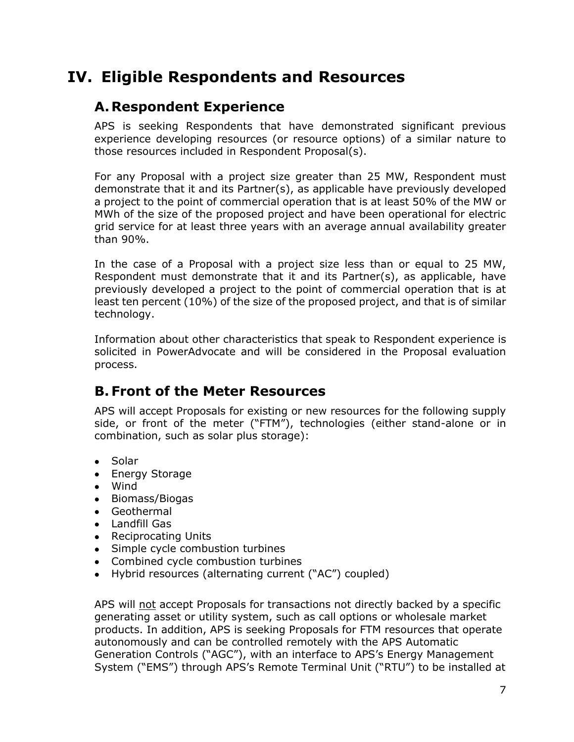# IV. Eligible Respondents and Resources

## A. Respondent Experience

APS is seeking Respondents that have demonstrated significant previous experience developing resources (or resource options) of a similar nature to those resources included in Respondent Proposal(s).

For any Proposal with a project size greater than 25 MW, Respondent must demonstrate that it and its Partner(s), as applicable have previously developed a project to the point of commercial operation that is at least 50% of the MW or MWh of the size of the proposed project and have been operational for electric grid service for at least three years with an average annual availability greater than 90%.

In the case of a Proposal with a project size less than or equal to 25 MW, Respondent must demonstrate that it and its Partner(s), as applicable, have previously developed a project to the point of commercial operation that is at least ten percent (10%) of the size of the proposed project, and that is of similar technology.

Information about other characteristics that speak to Respondent experience is solicited in PowerAdvocate and will be considered in the Proposal evaluation process.

## B. Front of the Meter Resources

APS will accept Proposals for existing or new resources for the following supply side, or front of the meter ("FTM"), technologies (either stand-alone or in combination, such as solar plus storage):

- Solar
- Energy Storage
- Wind
- Biomass/Biogas
- Geothermal
- Landfill Gas
- Reciprocating Units
- Simple cycle combustion turbines
- Combined cycle combustion turbines
- Hybrid resources (alternating current ("AC") coupled)

APS will <u>not</u> accept Proposals for transactions not directly backed by a specific generating asset or utility system, such as call options or wholesale market products. In addition, APS is seeking Proposals for FTM resources that operate autonomously and can be controlled remotely with the APS Automatic Generation Controls ("AGC"), with an interface to APS's Energy Management System ("EMS") through APS's Remote Terminal Unit ("RTU") to be installed at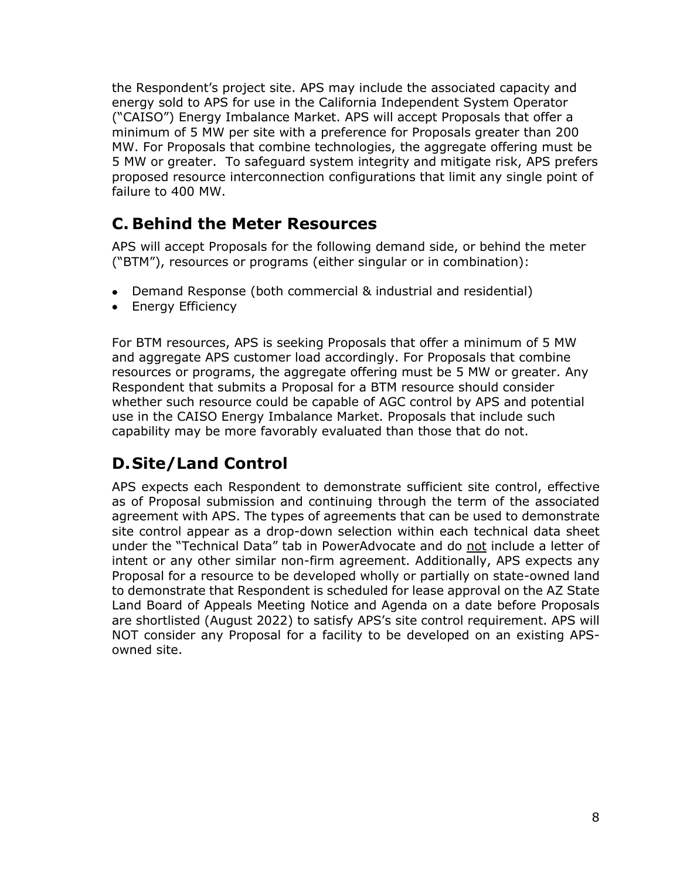the Respondent's project site. APS may include the associated capacity and energy sold to APS for use in the California Independent System Operator ("CAISO") Energy Imbalance Market. APS will accept Proposals that offer a minimum of 5 MW per site with a preference for Proposals greater than 200 MW. For Proposals that combine technologies, the aggregate offering must be 5 MW or greater. To safeguard system integrity and mitigate risk, APS prefers proposed resource interconnection configurations that limit any single point of failure to 400 MW.

## C. Behind the Meter Resources

APS will accept Proposals for the following demand side, or behind the meter ("BTM"), resources or programs (either singular or in combination):

- Demand Response (both commercial & industrial and residential)
- Energy Efficiency

For BTM resources, APS is seeking Proposals that offer a minimum of 5 MW and aggregate APS customer load accordingly. For Proposals that combine resources or programs, the aggregate offering must be 5 MW or greater. Any Respondent that submits a Proposal for a BTM resource should consider whether such resource could be capable of AGC control by APS and potential use in the CAISO Energy Imbalance Market. Proposals that include such capability may be more favorably evaluated than those that do not.

## D. Site/Land Control

APS expects each Respondent to demonstrate sufficient site control, effective as of Proposal submission and continuing through the term of the associated agreement with APS. The types of agreements that can be used to demonstrate site control appear as a drop-down selection within each technical data sheet under the "Technical Data" tab in PowerAdvocate and do not include a letter of intent or any other similar non-firm agreement. Additionally, APS expects any Proposal for a resource to be developed wholly or partially on state-owned land to demonstrate that Respondent is scheduled for lease approval on the AZ State Land Board of Appeals Meeting Notice and Agenda on a date before Proposals are shortlisted (August 2022) to satisfy APS's site control requirement. APS will NOT consider any Proposal for a facility to be developed on an existing APS-owned site.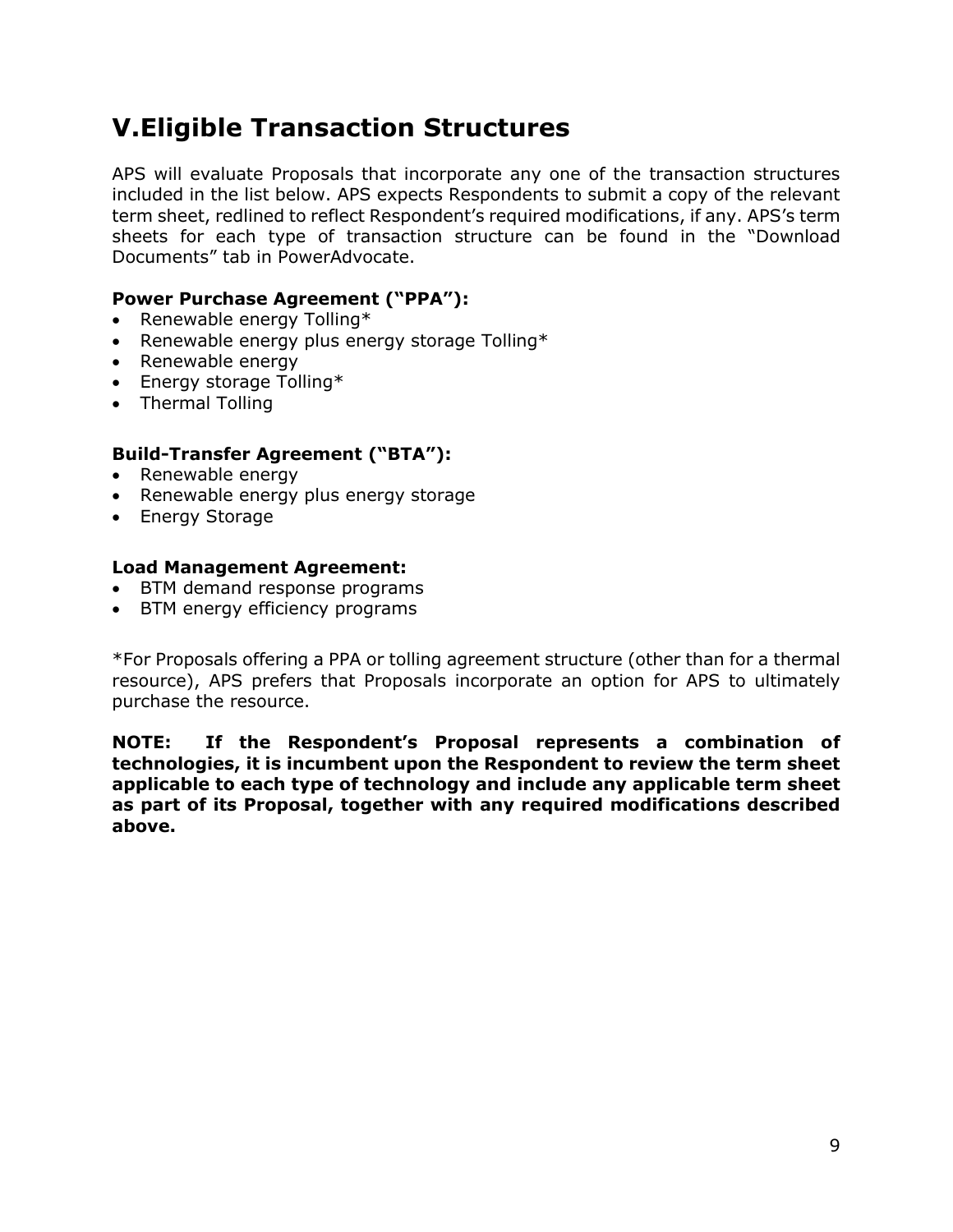# V. Eligible Transaction Structures

APS will evaluate Proposals that incorporate any one of the transaction structures included in the list below. APS expects Respondents to submit a copy of the relevant term sheet, redlined to reflect Respondent's required modifications, if any. APS's term sheets for each type of transaction structure can be found in the "Download Documents" tab in PowerAdvocate.

**Power Purchase Agreement ("PPA"):**

- Renewable energy Tolling*
- Renewable energy plus energy storage Tolling*
- Renewable energy
- Energy storage Tolling*
- Thermal Tolling

**Build-Transfer Agreement ("BTA"):**

- Renewable energy
- Renewable energy plus energy storage
- Energy Storage

**Load Management Agreement:**

- BTM demand response programs
- BTM energy efficiency programs

*For Proposals offering a PPA or tolling agreement structure (other than for a thermal resource), APS prefers that Proposals incorporate an option for APS to ultimately purchase the resource.

**NOTE: If the Respondent's Proposal represents a combination of technologies, it is incumbent upon the Respondent to review the term sheet applicable to each type of technology and include any applicable term sheet as part of its Proposal, together with any required modifications described above.**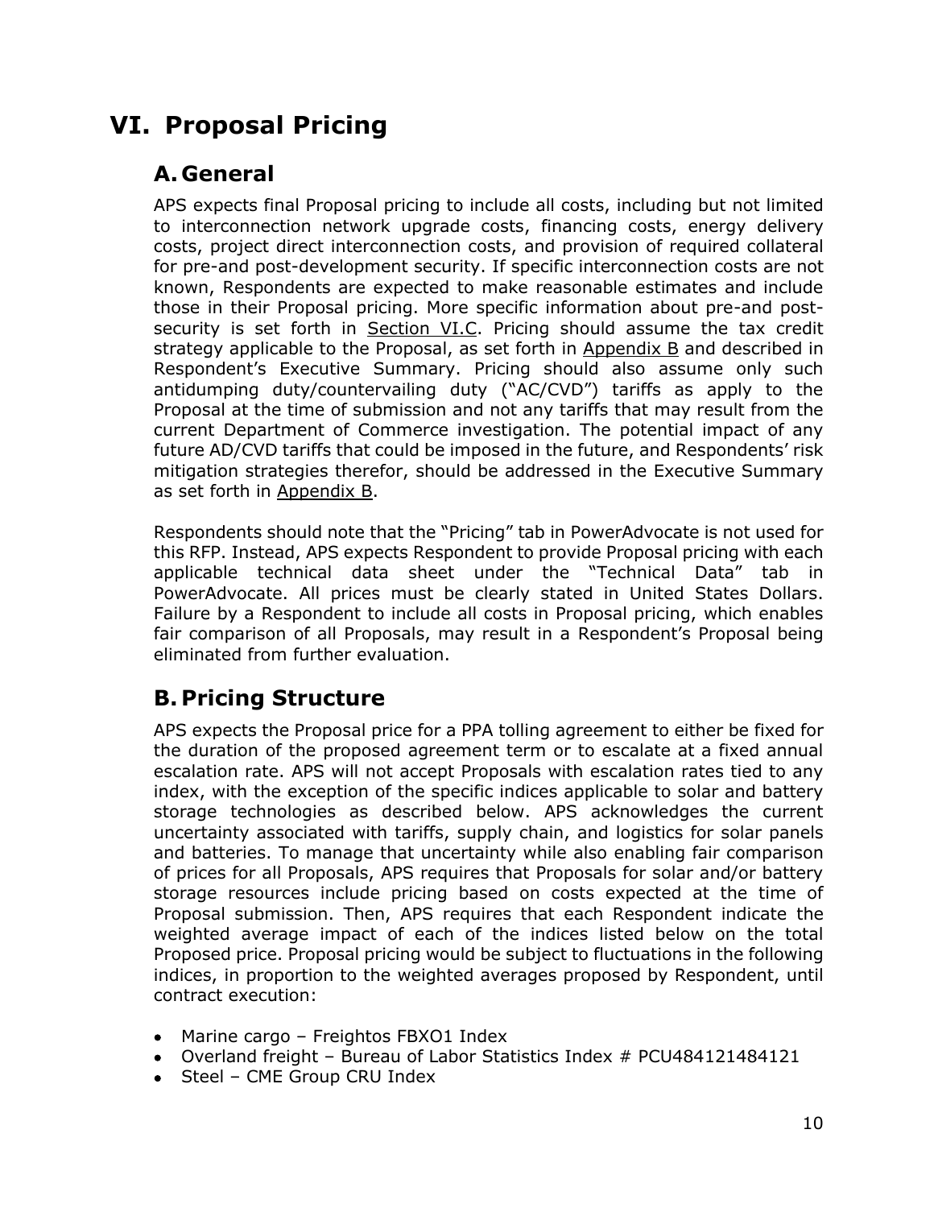# VI. Proposal Pricing

## A. General

APS expects final Proposal pricing to include all costs, including but not limited to interconnection network upgrade costs, financing costs, energy delivery costs, project direct interconnection costs, and provision of required collateral for pre-and post-development security. If specific interconnection costs are not known, Respondents are expected to make reasonable estimates and include those in their Proposal pricing. More specific information about pre-and post-security is set forth in Section VI.C. Pricing should assume the tax credit strategy applicable to the Proposal, as set forth in Appendix B and described in Respondent's Executive Summary. Pricing should also assume only such antidumping duty/countervailing duty ("AC/CVD") tariffs as apply to the Proposal at the time of submission and not any tariffs that may result from the current Department of Commerce investigation. The potential impact of any future AD/CVD tariffs that could be imposed in the future, and Respondents' risk mitigation strategies therefor, should be addressed in the Executive Summary as set forth in Appendix B.

Respondents should note that the "Pricing" tab in PowerAdvocate is not used for this RFP. Instead, APS expects Respondent to provide Proposal pricing with each applicable technical data sheet under the "Technical Data" tab in PowerAdvocate. All prices must be clearly stated in United States Dollars. Failure by a Respondent to include all costs in Proposal pricing, which enables fair comparison of all Proposals, may result in a Respondent's Proposal being eliminated from further evaluation.

## B. Pricing Structure

APS expects the Proposal price for a PPA tolling agreement to either be fixed for the duration of the proposed agreement term or to escalate at a fixed annual escalation rate. APS will not accept Proposals with escalation rates tied to any index, with the exception of the specific indices applicable to solar and battery storage technologies as described below. APS acknowledges the current uncertainty associated with tariffs, supply chain, and logistics for solar panels and batteries. To manage that uncertainty while also enabling fair comparison of prices for all Proposals, APS requires that Proposals for solar and/or battery storage resources include pricing based on costs expected at the time of Proposal submission. Then, APS requires that each Respondent indicate the weighted average impact of each of the indices listed below on the total Proposed price. Proposal pricing would be subject to fluctuations in the following indices, in proportion to the weighted averages proposed by Respondent, until contract execution:

- Marine cargo – Freightos FBXO1 Index
- Overland freight – Bureau of Labor Statistics Index # PCU484121484121
- Steel – CME Group CRU Index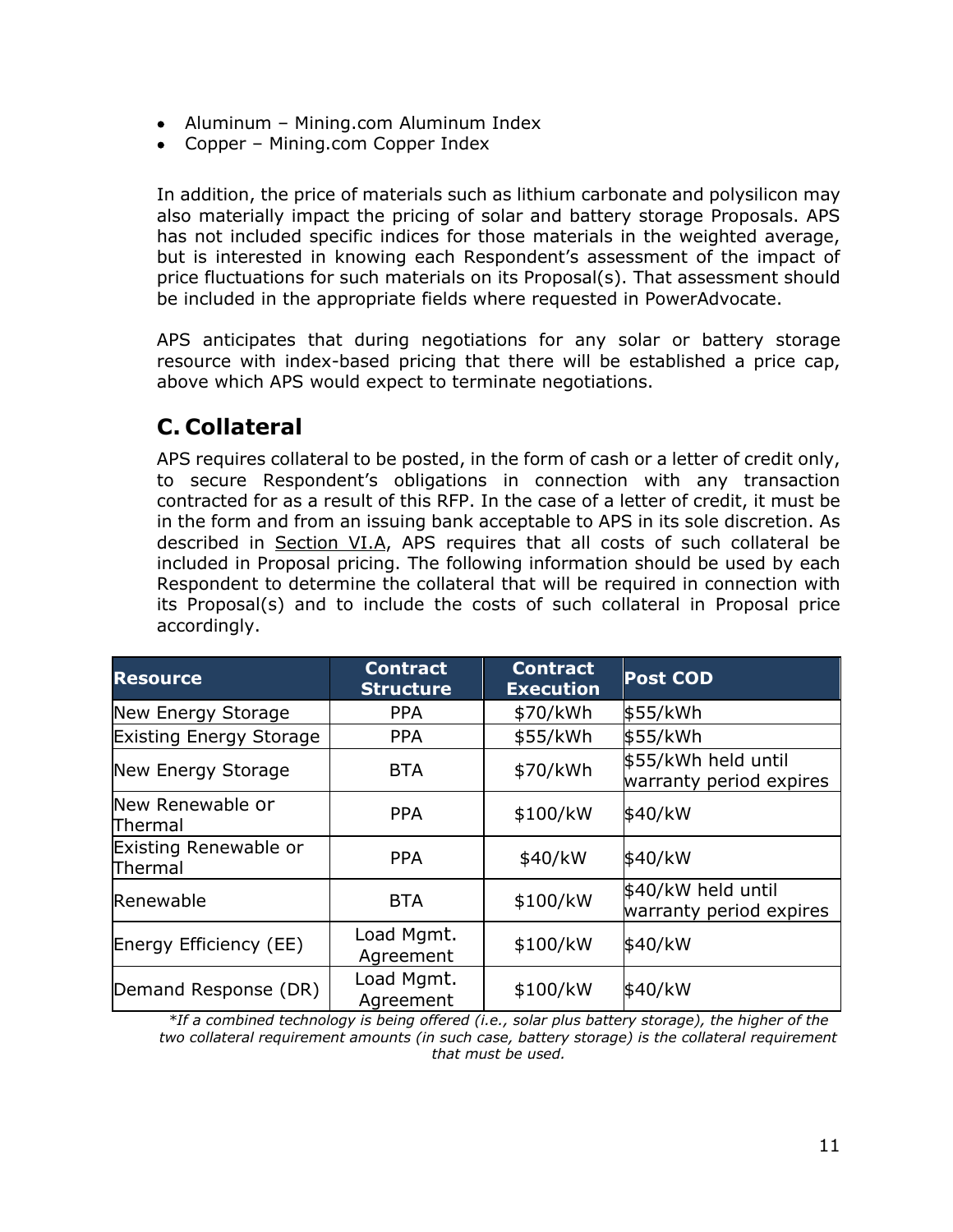- Aluminum – Mining.com Aluminum Index
- Copper – Mining.com Copper Index

In addition, the price of materials such as lithium carbonate and polysilicon may also materially impact the pricing of solar and battery storage Proposals. APS has not included specific indices for those materials in the weighted average, but is interested in knowing each Respondent's assessment of the impact of price fluctuations for such materials on its Proposal(s). That assessment should be included in the appropriate fields where requested in PowerAdvocate.

APS anticipates that during negotiations for any solar or battery storage resource with index-based pricing that there will be established a price cap, above which APS would expect to terminate negotiations.

## C. Collateral

APS requires collateral to be posted, in the form of cash or a letter of credit only, to secure Respondent's obligations in connection with any transaction contracted for as a result of this RFP. In the case of a letter of credit, it must be in the form and from an issuing bank acceptable to APS in its sole discretion. As described in Section VI.A, APS requires that all costs of such collateral be included in Proposal pricing. The following information should be used by each Respondent to determine the collateral that will be required in connection with its Proposal(s) and to include the costs of such collateral in Proposal price accordingly.

| Resource | Contract Structure | Contract Execution | Post COD |
|---|---|---|---|
| New Energy Storage | PPA | $70/kWh | $55/kWh |
| Existing Energy Storage | PPA | $55/kWh | $55/kWh |
| New Energy Storage | BTA | $70/kWh | $55/kWh held until warranty period expires |
| New Renewable or Thermal | PPA | $100/kW | $40/kW |
| Existing Renewable or Thermal | PPA | $40/kW | $40/kW |
| Renewable | BTA | $100/kW | $40/kW held until warranty period expires |
| Energy Efficiency (EE) | Load Mgmt. Agreement | $100/kW | $40/kW |
| Demand Response (DR) | Load Mgmt. Agreement | $100/kW | $40/kW |

*\*If a combined technology is being offered (i.e., solar plus battery storage), the higher of the two collateral requirement amounts (in such case, battery storage) is the collateral requirement that must be used.*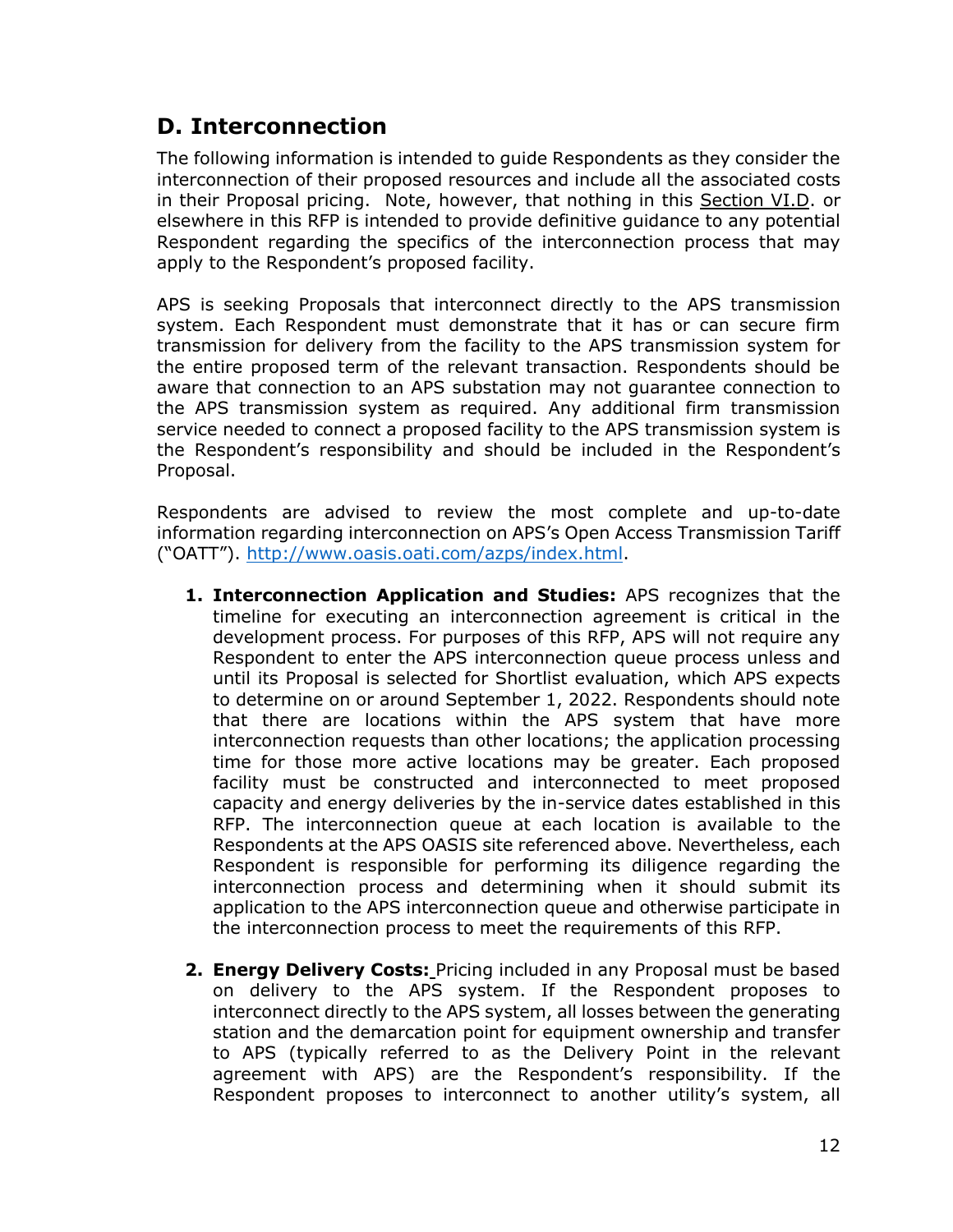## D. Interconnection

The following information is intended to guide Respondents as they consider the interconnection of their proposed resources and include all the associated costs in their Proposal pricing. Note, however, that nothing in this Section VI.D. or elsewhere in this RFP is intended to provide definitive guidance to any potential Respondent regarding the specifics of the interconnection process that may apply to the Respondent's proposed facility.

APS is seeking Proposals that interconnect directly to the APS transmission system. Each Respondent must demonstrate that it has or can secure firm transmission for delivery from the facility to the APS transmission system for the entire proposed term of the relevant transaction. Respondents should be aware that connection to an APS substation may not guarantee connection to the APS transmission system as required. Any additional firm transmission service needed to connect a proposed facility to the APS transmission system is the Respondent's responsibility and should be included in the Respondent's Proposal.

Respondents are advised to review the most complete and up-to-date information regarding interconnection on APS's Open Access Transmission Tariff ("OATT"). http://www.oasis.oati.com/azps/index.html.

1. **Interconnection Application and Studies:** APS recognizes that the timeline for executing an interconnection agreement is critical in the development process. For purposes of this RFP, APS will not require any Respondent to enter the APS interconnection queue process unless and until its Proposal is selected for Shortlist evaluation, which APS expects to determine on or around September 1, 2022. Respondents should note that there are locations within the APS system that have more interconnection requests than other locations; the application processing time for those more active locations may be greater. Each proposed facility must be constructed and interconnected to meet proposed capacity and energy deliveries by the in-service dates established in this RFP. The interconnection queue at each location is available to the Respondents at the APS OASIS site referenced above. Nevertheless, each Respondent is responsible for performing its diligence regarding the interconnection process and determining when it should submit its application to the APS interconnection queue and otherwise participate in the interconnection process to meet the requirements of this RFP.

2. **Energy Delivery Costs:** Pricing included in any Proposal must be based on delivery to the APS system. If the Respondent proposes to interconnect directly to the APS system, all losses between the generating station and the demarcation point for equipment ownership and transfer to APS (typically referred to as the Delivery Point in the relevant agreement with APS) are the Respondent's responsibility. If the Respondent proposes to interconnect to another utility's system, all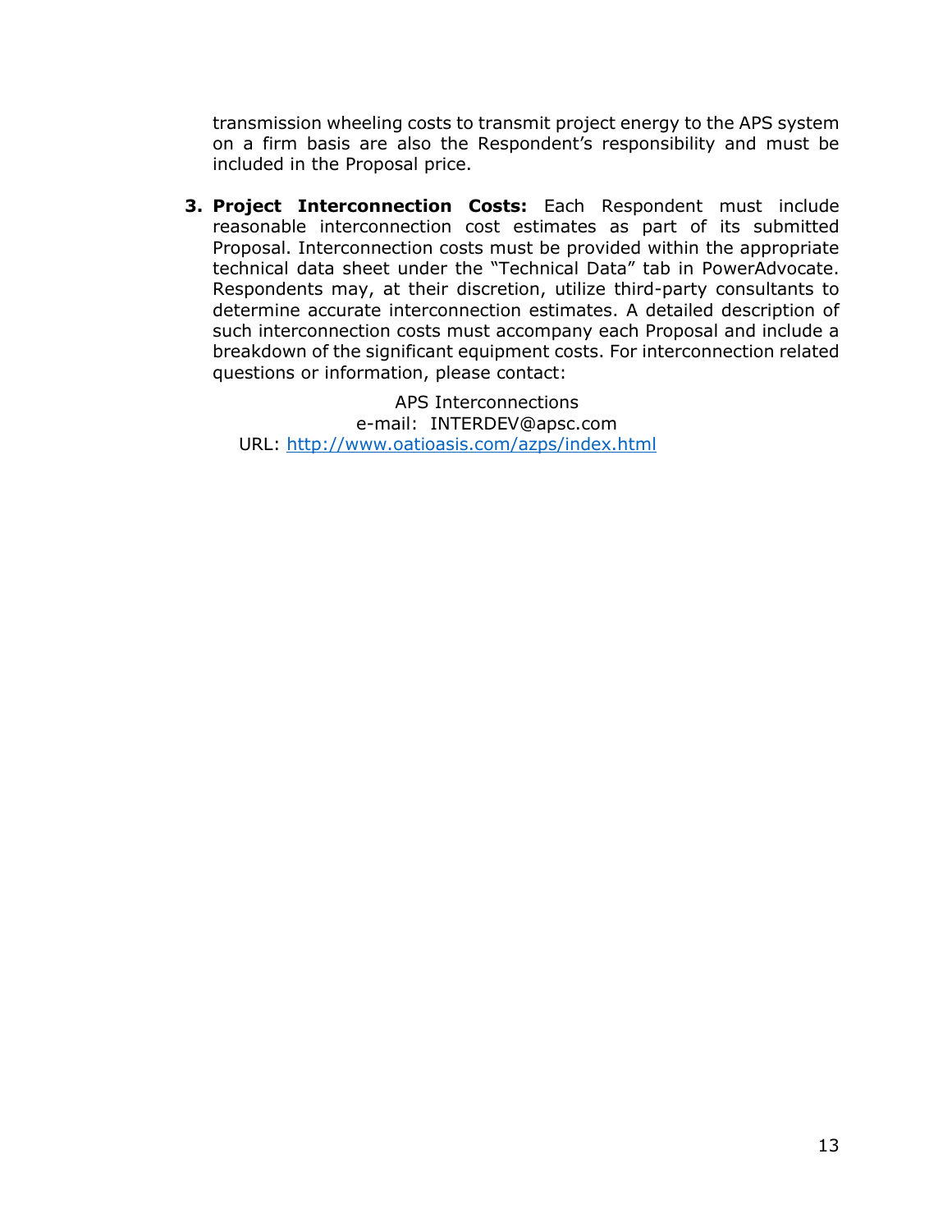transmission wheeling costs to transmit project energy to the APS system on a firm basis are also the Respondent's responsibility and must be included in the Proposal price.

3. **Project Interconnection Costs:** Each Respondent must include reasonable interconnection cost estimates as part of its submitted Proposal. Interconnection costs must be provided within the appropriate technical data sheet under the "Technical Data" tab in PowerAdvocate. Respondents may, at their discretion, utilize third-party consultants to determine accurate interconnection estimates. A detailed description of such interconnection costs must accompany each Proposal and include a breakdown of the significant equipment costs. For interconnection related questions or information, please contact:

   APS Interconnections
   e-mail: INTERDEV@apsc.com
   URL: http://www.oatioasis.com/azps/index.html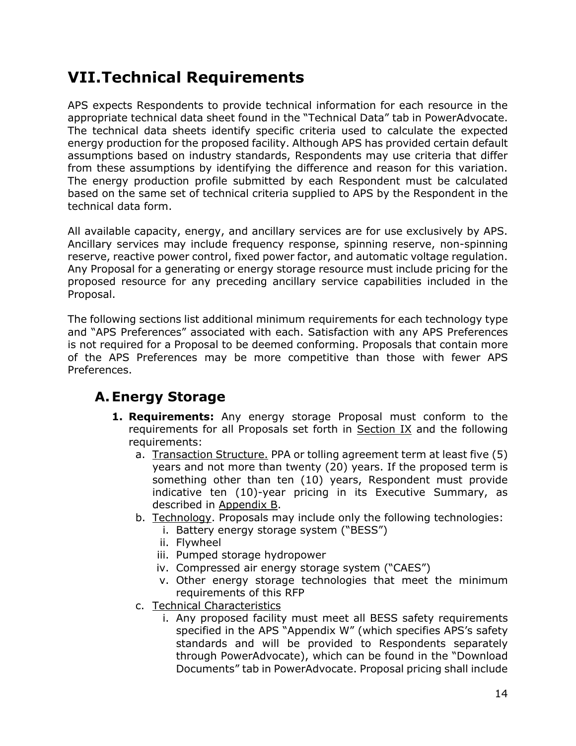# VII. Technical Requirements

APS expects Respondents to provide technical information for each resource in the appropriate technical data sheet found in the "Technical Data" tab in PowerAdvocate. The technical data sheets identify specific criteria used to calculate the expected energy production for the proposed facility. Although APS has provided certain default assumptions based on industry standards, Respondents may use criteria that differ from these assumptions by identifying the difference and reason for this variation. The energy production profile submitted by each Respondent must be calculated based on the same set of technical criteria supplied to APS by the Respondent in the technical data form.

All available capacity, energy, and ancillary services are for use exclusively by APS. Ancillary services may include frequency response, spinning reserve, non-spinning reserve, reactive power control, fixed power factor, and automatic voltage regulation. Any Proposal for a generating or energy storage resource must include pricing for the proposed resource for any preceding ancillary service capabilities included in the Proposal.

The following sections list additional minimum requirements for each technology type and "APS Preferences" associated with each. Satisfaction with any APS Preferences is not required for a Proposal to be deemed conforming. Proposals that contain more of the APS Preferences may be more competitive than those with fewer APS Preferences.

## A. Energy Storage

1. **Requirements:** Any energy storage Proposal must conform to the requirements for all Proposals set forth in Section IX and the following requirements:
   a. Transaction Structure. PPA or tolling agreement term at least five (5) years and not more than twenty (20) years. If the proposed term is something other than ten (10) years, Respondent must provide indicative ten (10)-year pricing in its Executive Summary, as described in Appendix B.
   b. Technology. Proposals may include only the following technologies:
      i. Battery energy storage system ("BESS")
      ii. Flywheel
      iii. Pumped storage hydropower
      iv. Compressed air energy storage system ("CAES")
      v. Other energy storage technologies that meet the minimum requirements of this RFP
   c. Technical Characteristics
      i. Any proposed facility must meet all BESS safety requirements specified in the APS "Appendix W" (which specifies APS's safety standards and will be provided to Respondents separately through PowerAdvocate), which can be found in the "Download Documents" tab in PowerAdvocate. Proposal pricing shall include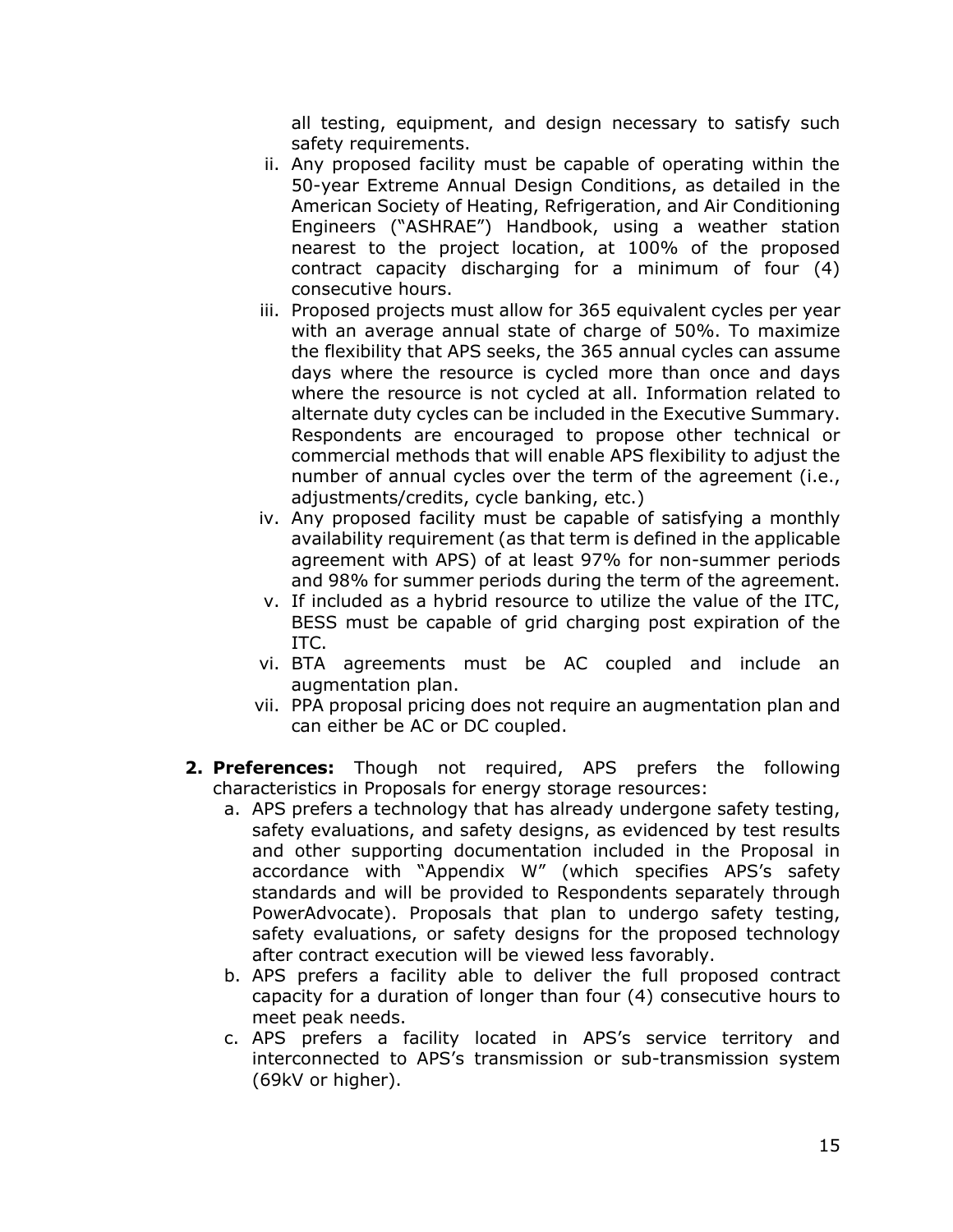all testing, equipment, and design necessary to satisfy such safety requirements.

   ii. Any proposed facility must be capable of operating within the 50-year Extreme Annual Design Conditions, as detailed in the American Society of Heating, Refrigeration, and Air Conditioning Engineers ("ASHRAE") Handbook, using a weather station nearest to the project location, at 100% of the proposed contract capacity discharging for a minimum of four (4) consecutive hours.
   iii. Proposed projects must allow for 365 equivalent cycles per year with an average annual state of charge of 50%. To maximize the flexibility that APS seeks, the 365 annual cycles can assume days where the resource is cycled more than once and days where the resource is not cycled at all. Information related to alternate duty cycles can be included in the Executive Summary. Respondents are encouraged to propose other technical or commercial methods that will enable APS flexibility to adjust the number of annual cycles over the term of the agreement (i.e., adjustments/credits, cycle banking, etc.)
   iv. Any proposed facility must be capable of satisfying a monthly availability requirement (as that term is defined in the applicable agreement with APS) of at least 97% for non-summer periods and 98% for summer periods during the term of the agreement.
   v. If included as a hybrid resource to utilize the value of the ITC, BESS must be capable of grid charging post expiration of the ITC.
   vi. BTA agreements must be AC coupled and include an augmentation plan.
   vii. PPA proposal pricing does not require an augmentation plan and can either be AC or DC coupled.

2. **Preferences:** Though not required, APS prefers the following characteristics in Proposals for energy storage resources:
   a. APS prefers a technology that has already undergone safety testing, safety evaluations, and safety designs, as evidenced by test results and other supporting documentation included in the Proposal in accordance with "Appendix W" (which specifies APS's safety standards and will be provided to Respondents separately through PowerAdvocate). Proposals that plan to undergo safety testing, safety evaluations, or safety designs for the proposed technology after contract execution will be viewed less favorably.
   b. APS prefers a facility able to deliver the full proposed contract capacity for a duration of longer than four (4) consecutive hours to meet peak needs.
   c. APS prefers a facility located in APS's service territory and interconnected to APS's transmission or sub-transmission system (69kV or higher).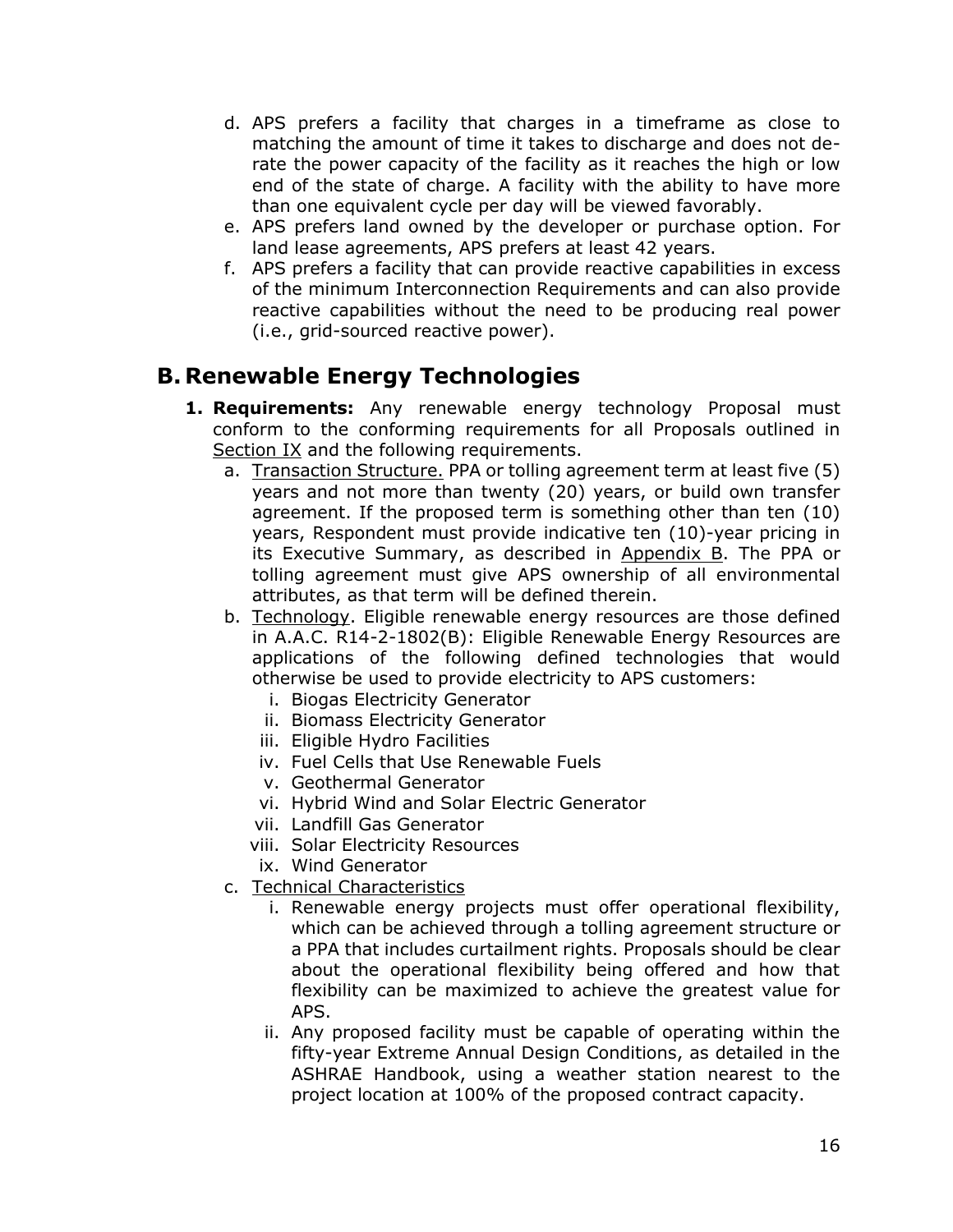d. APS prefers a facility that charges in a timeframe as close to matching the amount of time it takes to discharge and does not de-rate the power capacity of the facility as it reaches the high or low end of the state of charge. A facility with the ability to have more than one equivalent cycle per day will be viewed favorably.
e. APS prefers land owned by the developer or purchase option. For land lease agreements, APS prefers at least 42 years.
f. APS prefers a facility that can provide reactive capabilities in excess of the minimum Interconnection Requirements and can also provide reactive capabilities without the need to be producing real power (i.e., grid-sourced reactive power).

## B. Renewable Energy Technologies

1. **Requirements:** Any renewable energy technology Proposal must conform to the conforming requirements for all Proposals outlined in Section IX and the following requirements.
   a. Transaction Structure. PPA or tolling agreement term at least five (5) years and not more than twenty (20) years, or build own transfer agreement. If the proposed term is something other than ten (10) years, Respondent must provide indicative ten (10)-year pricing in its Executive Summary, as described in Appendix B. The PPA or tolling agreement must give APS ownership of all environmental attributes, as that term will be defined therein.
   b. Technology. Eligible renewable energy resources are those defined in A.A.C. R14-2-1802(B): Eligible Renewable Energy Resources are applications of the following defined technologies that would otherwise be used to provide electricity to APS customers:
      i. Biogas Electricity Generator
      ii. Biomass Electricity Generator
      iii. Eligible Hydro Facilities
      iv. Fuel Cells that Use Renewable Fuels
      v. Geothermal Generator
      vi. Hybrid Wind and Solar Electric Generator
      vii. Landfill Gas Generator
      viii. Solar Electricity Resources
      ix. Wind Generator
   c. Technical Characteristics
      i. Renewable energy projects must offer operational flexibility, which can be achieved through a tolling agreement structure or a PPA that includes curtailment rights. Proposals should be clear about the operational flexibility being offered and how that flexibility can be maximized to achieve the greatest value for APS.
      ii. Any proposed facility must be capable of operating within the fifty-year Extreme Annual Design Conditions, as detailed in the ASHRAE Handbook, using a weather station nearest to the project location at 100% of the proposed contract capacity.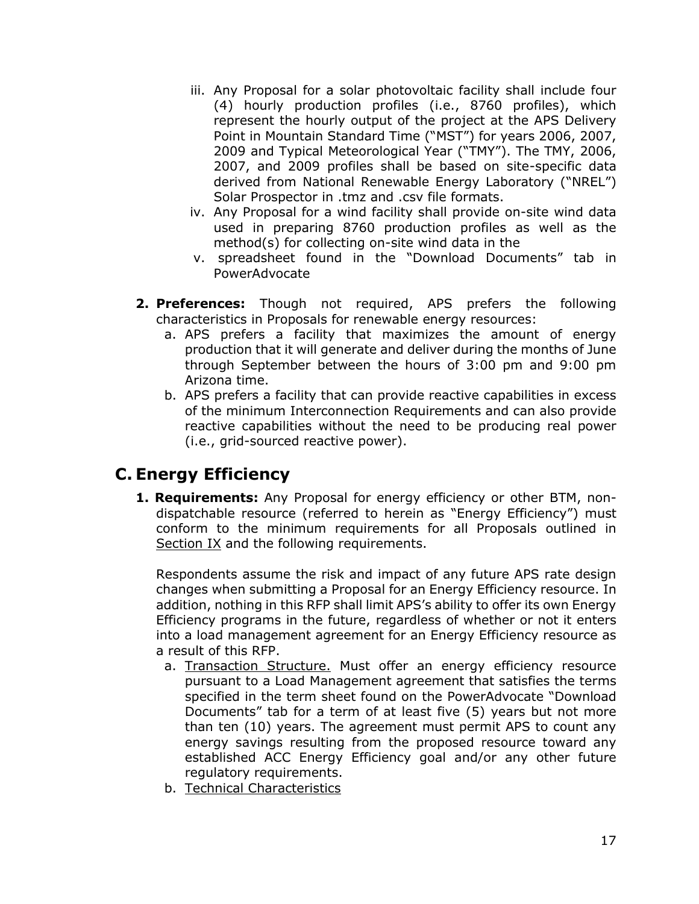iii. Any Proposal for a solar photovoltaic facility shall include four (4) hourly production profiles (i.e., 8760 profiles), which represent the hourly output of the project at the APS Delivery Point in Mountain Standard Time ("MST") for years 2006, 2007, 2009 and Typical Meteorological Year ("TMY"). The TMY, 2006, 2007, and 2009 profiles shall be based on site-specific data derived from National Renewable Energy Laboratory ("NREL") Solar Prospector in .tmz and .csv file formats.

iv. Any Proposal for a wind facility shall provide on-site wind data used in preparing 8760 production profiles as well as the method(s) for collecting on-site wind data in the

v. spreadsheet found in the "Download Documents" tab in PowerAdvocate

2. **Preferences:** Though not required, APS prefers the following characteristics in Proposals for renewable energy resources:
   a. APS prefers a facility that maximizes the amount of energy production that it will generate and deliver during the months of June through September between the hours of 3:00 pm and 9:00 pm Arizona time.
   b. APS prefers a facility that can provide reactive capabilities in excess of the minimum Interconnection Requirements and can also provide reactive capabilities without the need to be producing real power (i.e., grid-sourced reactive power).

## C. Energy Efficiency

1. **Requirements:** Any Proposal for energy efficiency or other BTM, non-dispatchable resource (referred to herein as "Energy Efficiency") must conform to the minimum requirements for all Proposals outlined in Section IX and the following requirements.

   Respondents assume the risk and impact of any future APS rate design changes when submitting a Proposal for an Energy Efficiency resource. In addition, nothing in this RFP shall limit APS's ability to offer its own Energy Efficiency programs in the future, regardless of whether or not it enters into a load management agreement for an Energy Efficiency resource as a result of this RFP.

   a. Transaction Structure. Must offer an energy efficiency resource pursuant to a Load Management agreement that satisfies the terms specified in the term sheet found on the PowerAdvocate "Download Documents" tab for a term of at least five (5) years but not more than ten (10) years. The agreement must permit APS to count any energy savings resulting from the proposed resource toward any established ACC Energy Efficiency goal and/or any other future regulatory requirements.
   b. Technical Characteristics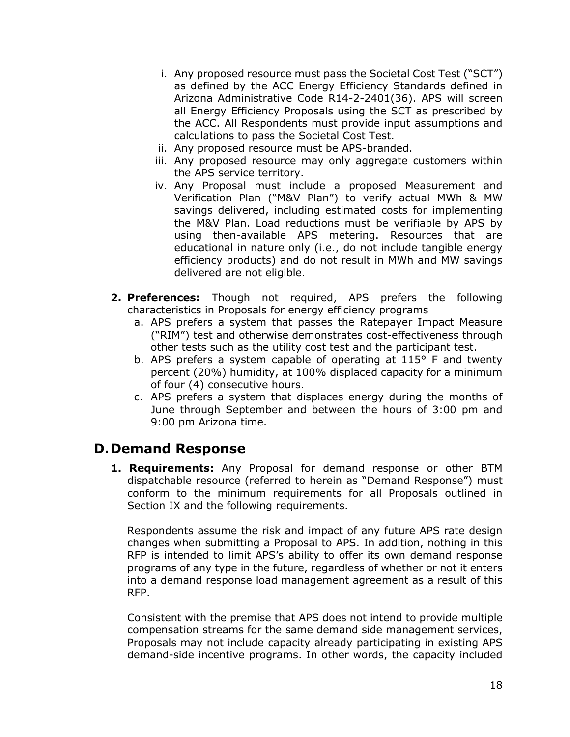i. Any proposed resource must pass the Societal Cost Test ("SCT") as defined by the ACC Energy Efficiency Standards defined in Arizona Administrative Code R14-2-2401(36). APS will screen all Energy Efficiency Proposals using the SCT as prescribed by the ACC. All Respondents must provide input assumptions and calculations to pass the Societal Cost Test.
ii. Any proposed resource must be APS-branded.
iii. Any proposed resource may only aggregate customers within the APS service territory.
iv. Any Proposal must include a proposed Measurement and Verification Plan ("M&V Plan") to verify actual MWh & MW savings delivered, including estimated costs for implementing the M&V Plan. Load reductions must be verifiable by APS by using then-available APS metering. Resources that are educational in nature only (i.e., do not include tangible energy efficiency products) and do not result in MWh and MW savings delivered are not eligible.

2. **Preferences:** Though not required, APS prefers the following characteristics in Proposals for energy efficiency programs
   a. APS prefers a system that passes the Ratepayer Impact Measure ("RIM") test and otherwise demonstrates cost-effectiveness through other tests such as the utility cost test and the participant test.
   b. APS prefers a system capable of operating at 115° F and twenty percent (20%) humidity, at 100% displaced capacity for a minimum of four (4) consecutive hours.
   c. APS prefers a system that displaces energy during the months of June through September and between the hours of 3:00 pm and 9:00 pm Arizona time.

## D. Demand Response

1. **Requirements:** Any Proposal for demand response or other BTM dispatchable resource (referred to herein as "Demand Response") must conform to the minimum requirements for all Proposals outlined in Section IX and the following requirements.

   Respondents assume the risk and impact of any future APS rate design changes when submitting a Proposal to APS. In addition, nothing in this RFP is intended to limit APS's ability to offer its own demand response programs of any type in the future, regardless of whether or not it enters into a demand response load management agreement as a result of this RFP.

   Consistent with the premise that APS does not intend to provide multiple compensation streams for the same demand side management services, Proposals may not include capacity already participating in existing APS demand-side incentive programs. In other words, the capacity included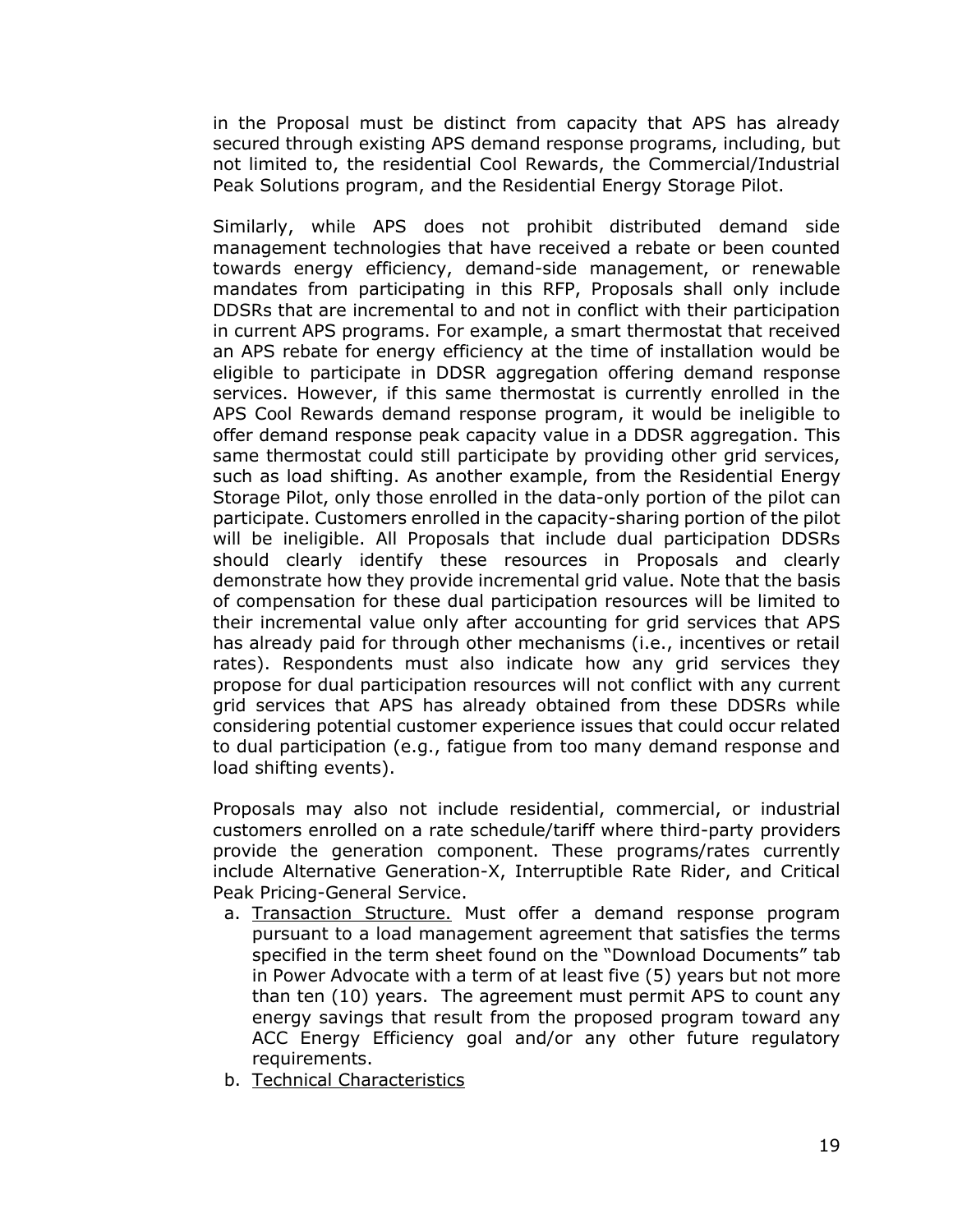in the Proposal must be distinct from capacity that APS has already secured through existing APS demand response programs, including, but not limited to, the residential Cool Rewards, the Commercial/Industrial Peak Solutions program, and the Residential Energy Storage Pilot.

Similarly, while APS does not prohibit distributed demand side management technologies that have received a rebate or been counted towards energy efficiency, demand-side management, or renewable mandates from participating in this RFP, Proposals shall only include DDSRs that are incremental to and not in conflict with their participation in current APS programs. For example, a smart thermostat that received an APS rebate for energy efficiency at the time of installation would be eligible to participate in DDSR aggregation offering demand response services. However, if this same thermostat is currently enrolled in the APS Cool Rewards demand response program, it would be ineligible to offer demand response peak capacity value in a DDSR aggregation. This same thermostat could still participate by providing other grid services, such as load shifting. As another example, from the Residential Energy Storage Pilot, only those enrolled in the data-only portion of the pilot can participate. Customers enrolled in the capacity-sharing portion of the pilot will be ineligible. All Proposals that include dual participation DDSRs should clearly identify these resources in Proposals and clearly demonstrate how they provide incremental grid value. Note that the basis of compensation for these dual participation resources will be limited to their incremental value only after accounting for grid services that APS has already paid for through other mechanisms (i.e., incentives or retail rates). Respondents must also indicate how any grid services they propose for dual participation resources will not conflict with any current grid services that APS has already obtained from these DDSRs while considering potential customer experience issues that could occur related to dual participation (e.g., fatigue from too many demand response and load shifting events).

Proposals may also not include residential, commercial, or industrial customers enrolled on a rate schedule/tariff where third-party providers provide the generation component. These programs/rates currently include Alternative Generation-X, Interruptible Rate Rider, and Critical Peak Pricing-General Service.

a. Transaction Structure. Must offer a demand response program pursuant to a load management agreement that satisfies the terms specified in the term sheet found on the "Download Documents" tab in Power Advocate with a term of at least five (5) years but not more than ten (10) years. The agreement must permit APS to count any energy savings that result from the proposed program toward any ACC Energy Efficiency goal and/or any other future regulatory requirements.
b. Technical Characteristics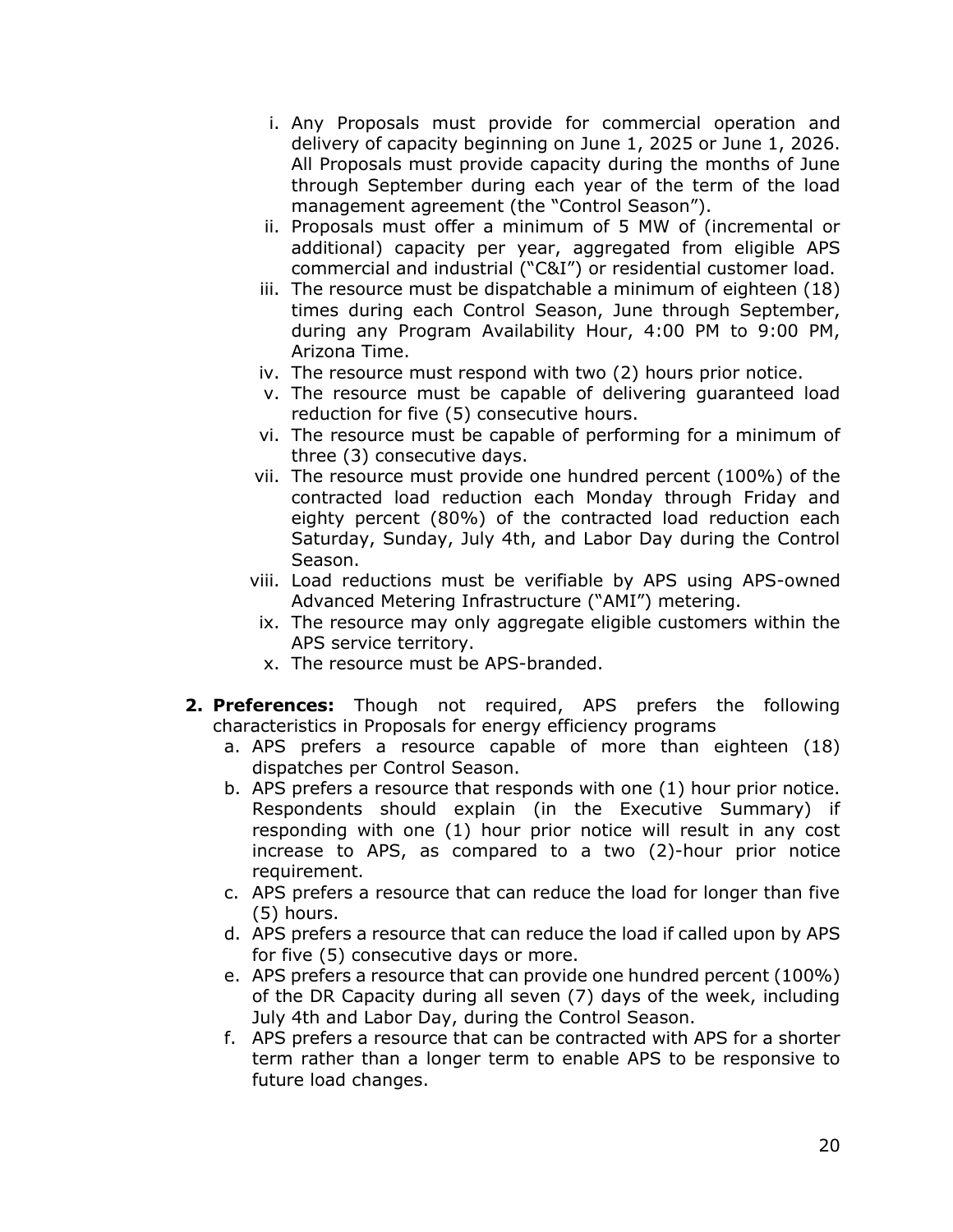i. Any Proposals must provide for commercial operation and delivery of capacity beginning on June 1, 2025 or June 1, 2026. All Proposals must provide capacity during the months of June through September during each year of the term of the load management agreement (the "Control Season").
ii. Proposals must offer a minimum of 5 MW of (incremental or additional) capacity per year, aggregated from eligible APS commercial and industrial ("C&I") or residential customer load.
iii. The resource must be dispatchable a minimum of eighteen (18) times during each Control Season, June through September, during any Program Availability Hour, 4:00 PM to 9:00 PM, Arizona Time.
iv. The resource must respond with two (2) hours prior notice.
v. The resource must be capable of delivering guaranteed load reduction for five (5) consecutive hours.
vi. The resource must be capable of performing for a minimum of three (3) consecutive days.
vii. The resource must provide one hundred percent (100%) of the contracted load reduction each Monday through Friday and eighty percent (80%) of the contracted load reduction each Saturday, Sunday, July 4th, and Labor Day during the Control Season.
viii. Load reductions must be verifiable by APS using APS-owned Advanced Metering Infrastructure ("AMI") metering.
ix. The resource may only aggregate eligible customers within the APS service territory.
x. The resource must be APS-branded.

2. **Preferences:** Though not required, APS prefers the following characteristics in Proposals for energy efficiency programs
   a. APS prefers a resource capable of more than eighteen (18) dispatches per Control Season.
   b. APS prefers a resource that responds with one (1) hour prior notice. Respondents should explain (in the Executive Summary) if responding with one (1) hour prior notice will result in any cost increase to APS, as compared to a two (2)-hour prior notice requirement.
   c. APS prefers a resource that can reduce the load for longer than five (5) hours.
   d. APS prefers a resource that can reduce the load if called upon by APS for five (5) consecutive days or more.
   e. APS prefers a resource that can provide one hundred percent (100%) of the DR Capacity during all seven (7) days of the week, including July 4th and Labor Day, during the Control Season.
   f. APS prefers a resource that can be contracted with APS for a shorter term rather than a longer term to enable APS to be responsive to future load changes.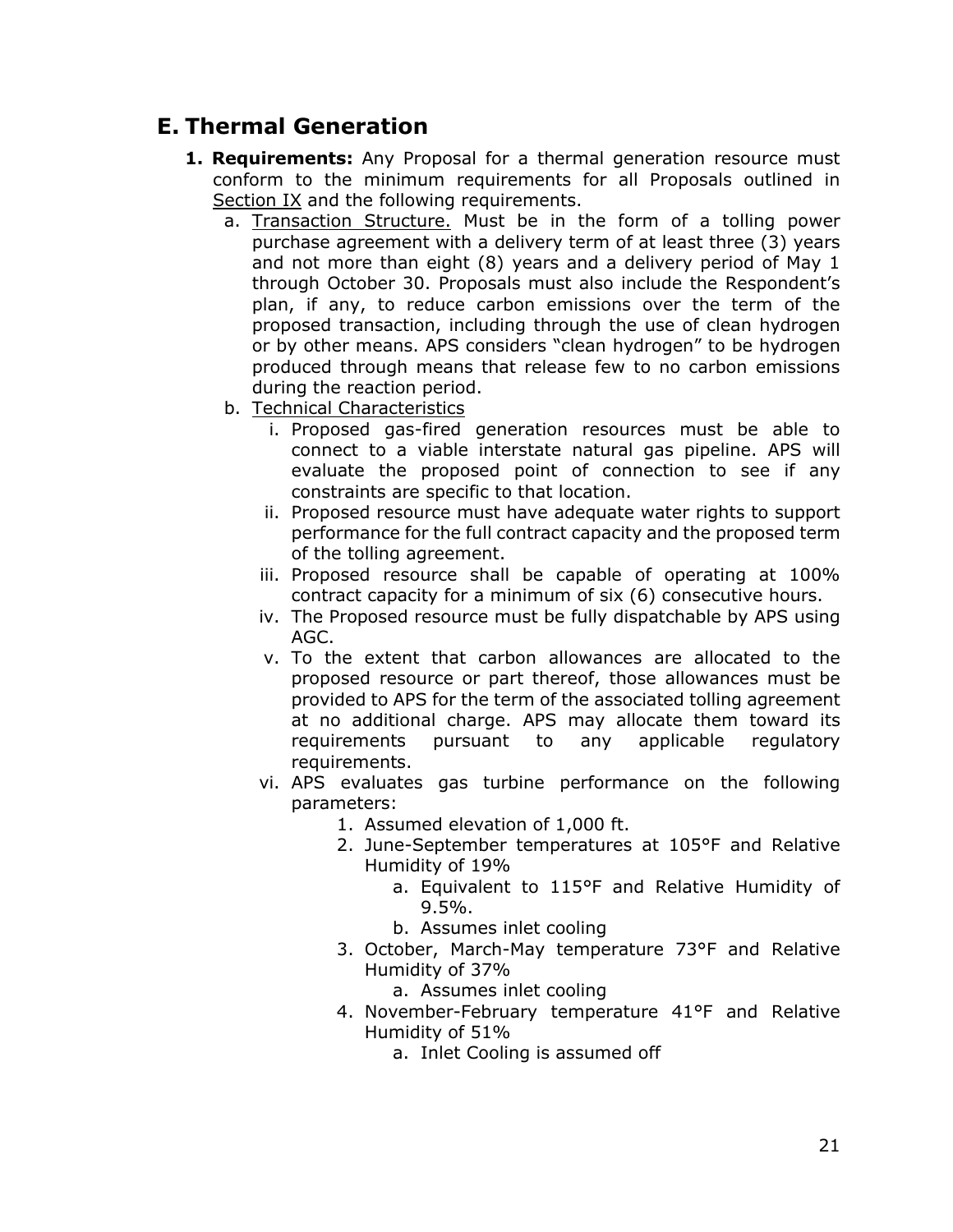## E. Thermal Generation

1. **Requirements:** Any Proposal for a thermal generation resource must conform to the minimum requirements for all Proposals outlined in Section IX and the following requirements.
   a. Transaction Structure. Must be in the form of a tolling power purchase agreement with a delivery term of at least three (3) years and not more than eight (8) years and a delivery period of May 1 through October 30. Proposals must also include the Respondent's plan, if any, to reduce carbon emissions over the term of the proposed transaction, including through the use of clean hydrogen or by other means. APS considers "clean hydrogen" to be hydrogen produced through means that release few to no carbon emissions during the reaction period.
   b. Technical Characteristics
      i. Proposed gas-fired generation resources must be able to connect to a viable interstate natural gas pipeline. APS will evaluate the proposed point of connection to see if any constraints are specific to that location.
      ii. Proposed resource must have adequate water rights to support performance for the full contract capacity and the proposed term of the tolling agreement.
      iii. Proposed resource shall be capable of operating at 100% contract capacity for a minimum of six (6) consecutive hours.
      iv. The Proposed resource must be fully dispatchable by APS using AGC.
      v. To the extent that carbon allowances are allocated to the proposed resource or part thereof, those allowances must be provided to APS for the term of the associated tolling agreement at no additional charge. APS may allocate them toward its requirements pursuant to any applicable regulatory requirements.
      vi. APS evaluates gas turbine performance on the following parameters:
         1. Assumed elevation of 1,000 ft.
         2. June-September temperatures at 105°F and Relative Humidity of 19%
            a. Equivalent to 115°F and Relative Humidity of 9.5%.
            b. Assumes inlet cooling
         3. October, March-May temperature 73°F and Relative Humidity of 37%
            a. Assumes inlet cooling
         4. November-February temperature 41°F and Relative Humidity of 51%
            a. Inlet Cooling is assumed off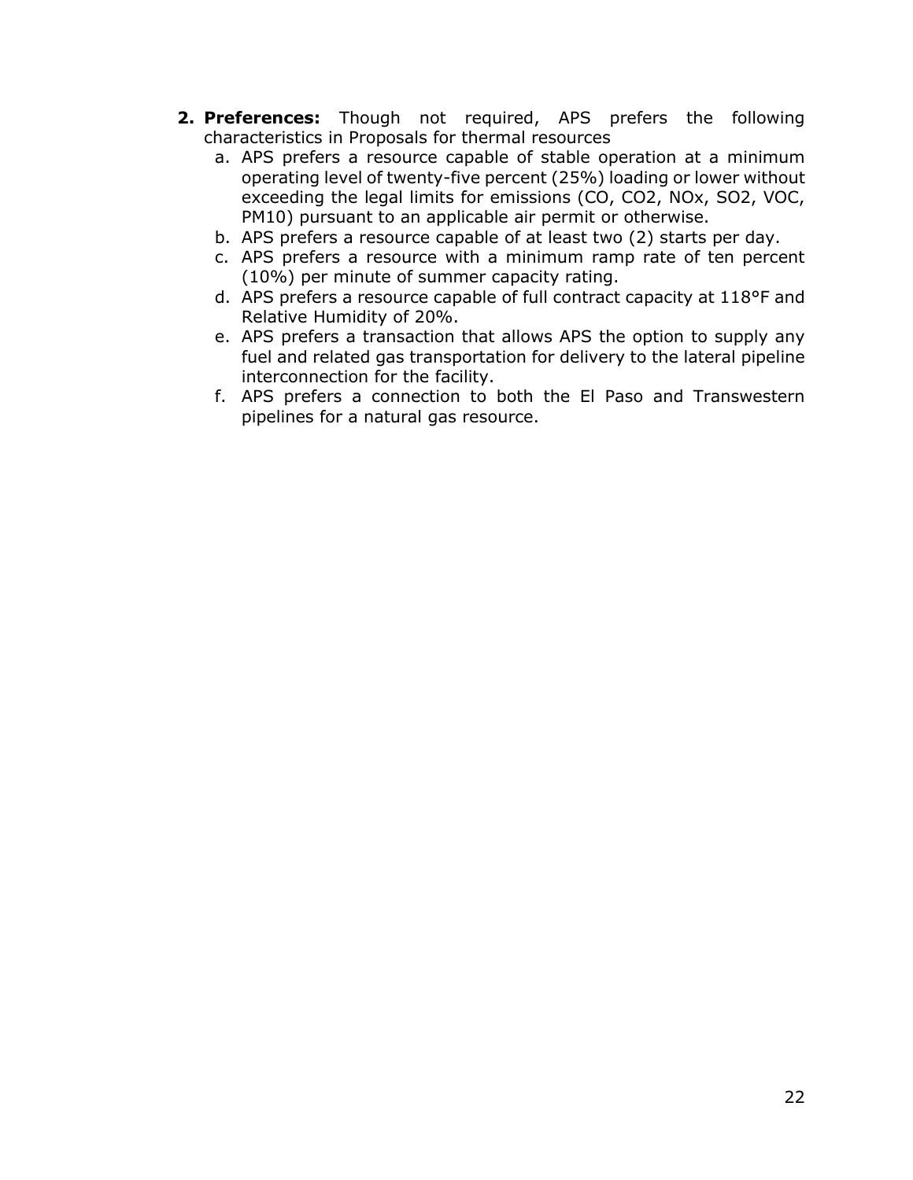2. **Preferences:** Though not required, APS prefers the following characteristics in Proposals for thermal resources
    a. APS prefers a resource capable of stable operation at a minimum operating level of twenty-five percent (25%) loading or lower without exceeding the legal limits for emissions (CO, $CO_2$, $NO_x$, $SO_2$, VOC, $PM_{10}$) pursuant to an applicable air permit or otherwise.
    b. APS prefers a resource capable of at least two (2) starts per day.
    c. APS prefers a resource with a minimum ramp rate of ten percent (10%) per minute of summer capacity rating.
    d. APS prefers a resource capable of full contract capacity at 118°F and Relative Humidity of 20%.
    e. APS prefers a transaction that allows APS the option to supply any fuel and related gas transportation for delivery to the lateral pipeline interconnection for the facility.
    f. APS prefers a connection to both the El Paso and Transwestern pipelines for a natural gas resource.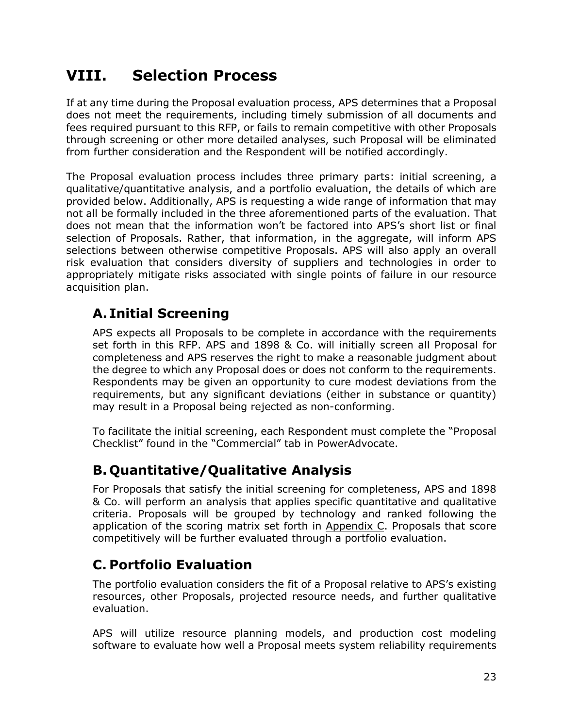# VIII. Selection Process

If at any time during the Proposal evaluation process, APS determines that a Proposal does not meet the requirements, including timely submission of all documents and fees required pursuant to this RFP, or fails to remain competitive with other Proposals through screening or other more detailed analyses, such Proposal will be eliminated from further consideration and the Respondent will be notified accordingly.

The Proposal evaluation process includes three primary parts: initial screening, a qualitative/quantitative analysis, and a portfolio evaluation, the details of which are provided below. Additionally, APS is requesting a wide range of information that may not all be formally included in the three aforementioned parts of the evaluation. That does not mean that the information won't be factored into APS's short list or final selection of Proposals. Rather, that information, in the aggregate, will inform APS selections between otherwise competitive Proposals. APS will also apply an overall risk evaluation that considers diversity of suppliers and technologies in order to appropriately mitigate risks associated with single points of failure in our resource acquisition plan.

## A. Initial Screening

APS expects all Proposals to be complete in accordance with the requirements set forth in this RFP. APS and 1898 & Co. will initially screen all Proposal for completeness and APS reserves the right to make a reasonable judgment about the degree to which any Proposal does or does not conform to the requirements. Respondents may be given an opportunity to cure modest deviations from the requirements, but any significant deviations (either in substance or quantity) may result in a Proposal being rejected as non-conforming.

To facilitate the initial screening, each Respondent must complete the "Proposal Checklist" found in the "Commercial" tab in PowerAdvocate.

## B. Quantitative/Qualitative Analysis

For Proposals that satisfy the initial screening for completeness, APS and 1898 & Co. will perform an analysis that applies specific quantitative and qualitative criteria. Proposals will be grouped by technology and ranked following the application of the scoring matrix set forth in Appendix C. Proposals that score competitively will be further evaluated through a portfolio evaluation.

## C. Portfolio Evaluation

The portfolio evaluation considers the fit of a Proposal relative to APS's existing resources, other Proposals, projected resource needs, and further qualitative evaluation.

APS will utilize resource planning models, and production cost modeling software to evaluate how well a Proposal meets system reliability requirements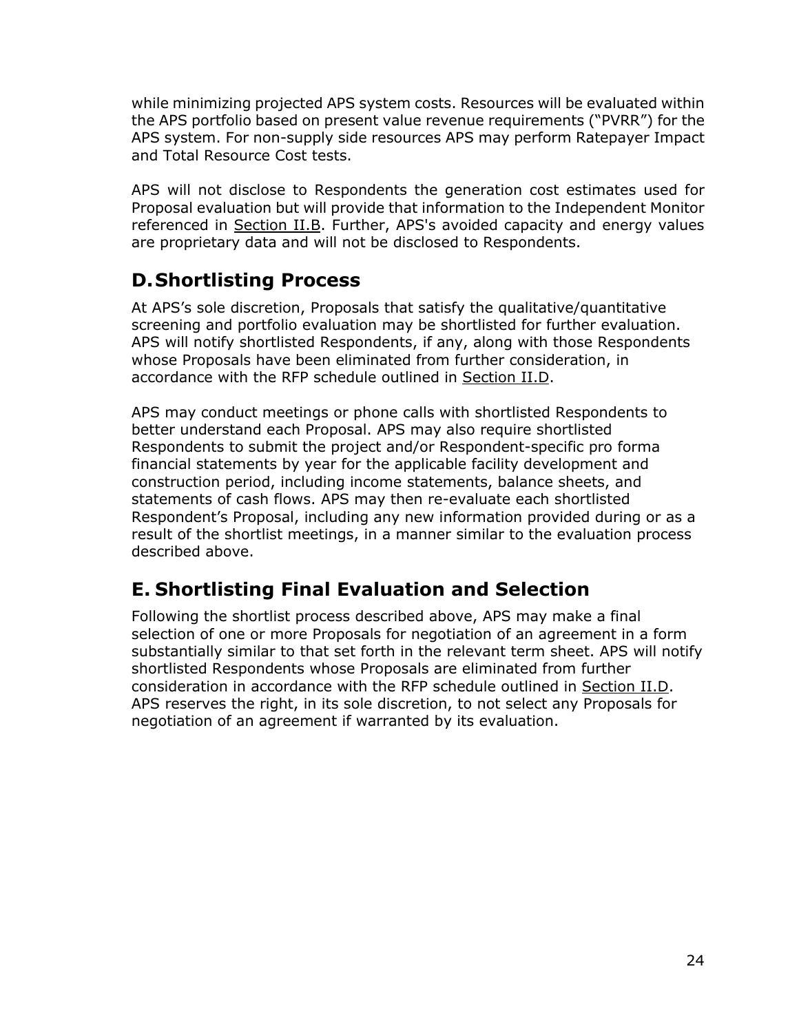while minimizing projected APS system costs. Resources will be evaluated within the APS portfolio based on present value revenue requirements (“PVRR”) for the APS system. For non-supply side resources APS may perform Ratepayer Impact and Total Resource Cost tests.

APS will not disclose to Respondents the generation cost estimates used for Proposal evaluation but will provide that information to the Independent Monitor referenced in Section II.B. Further, APS's avoided capacity and energy values are proprietary data and will not be disclosed to Respondents.

## D. Shortlisting Process

At APS’s sole discretion, Proposals that satisfy the qualitative/quantitative screening and portfolio evaluation may be shortlisted for further evaluation. APS will notify shortlisted Respondents, if any, along with those Respondents whose Proposals have been eliminated from further consideration, in accordance with the RFP schedule outlined in Section II.D.

APS may conduct meetings or phone calls with shortlisted Respondents to better understand each Proposal. APS may also require shortlisted Respondents to submit the project and/or Respondent-specific pro forma financial statements by year for the applicable facility development and construction period, including income statements, balance sheets, and statements of cash flows. APS may then re-evaluate each shortlisted Respondent’s Proposal, including any new information provided during or as a result of the shortlist meetings, in a manner similar to the evaluation process described above.

## E. Shortlisting Final Evaluation and Selection

Following the shortlist process described above, APS may make a final selection of one or more Proposals for negotiation of an agreement in a form substantially similar to that set forth in the relevant term sheet. APS will notify shortlisted Respondents whose Proposals are eliminated from further consideration in accordance with the RFP schedule outlined in Section II.D. APS reserves the right, in its sole discretion, to not select any Proposals for negotiation of an agreement if warranted by its evaluation.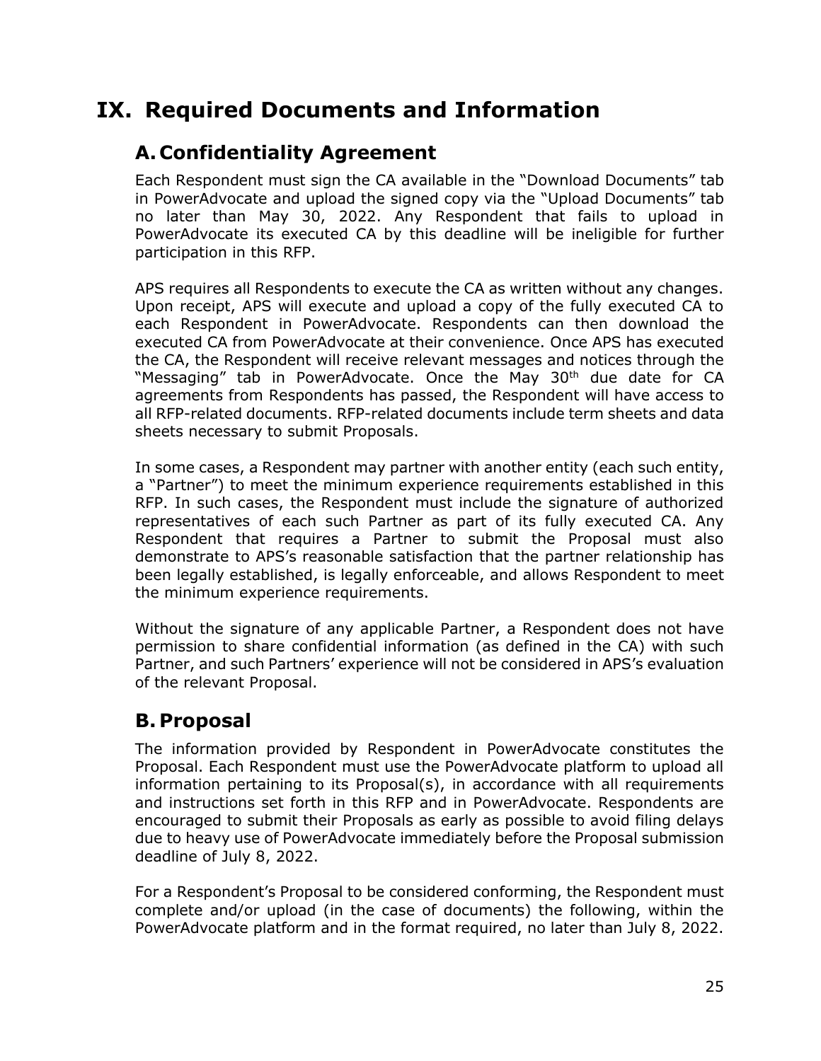# IX. Required Documents and Information

## A. Confidentiality Agreement

Each Respondent must sign the CA available in the "Download Documents" tab in PowerAdvocate and upload the signed copy via the "Upload Documents" tab no later than May 30, 2022. Any Respondent that fails to upload in PowerAdvocate its executed CA by this deadline will be ineligible for further participation in this RFP.

APS requires all Respondents to execute the CA as written without any changes. Upon receipt, APS will execute and upload a copy of the fully executed CA to each Respondent in PowerAdvocate. Respondents can then download the executed CA from PowerAdvocate at their convenience. Once APS has executed the CA, the Respondent will receive relevant messages and notices through the "Messaging" tab in PowerAdvocate. Once the May 30th due date for CA agreements from Respondents has passed, the Respondent will have access to all RFP-related documents. RFP-related documents include term sheets and data sheets necessary to submit Proposals.

In some cases, a Respondent may partner with another entity (each such entity, a "Partner") to meet the minimum experience requirements established in this RFP. In such cases, the Respondent must include the signature of authorized representatives of each such Partner as part of its fully executed CA. Any Respondent that requires a Partner to submit the Proposal must also demonstrate to APS's reasonable satisfaction that the partner relationship has been legally established, is legally enforceable, and allows Respondent to meet the minimum experience requirements.

Without the signature of any applicable Partner, a Respondent does not have permission to share confidential information (as defined in the CA) with such Partner, and such Partners' experience will not be considered in APS's evaluation of the relevant Proposal.

## B. Proposal

The information provided by Respondent in PowerAdvocate constitutes the Proposal. Each Respondent must use the PowerAdvocate platform to upload all information pertaining to its Proposal(s), in accordance with all requirements and instructions set forth in this RFP and in PowerAdvocate. Respondents are encouraged to submit their Proposals as early as possible to avoid filing delays due to heavy use of PowerAdvocate immediately before the Proposal submission deadline of July 8, 2022.

For a Respondent's Proposal to be considered conforming, the Respondent must complete and/or upload (in the case of documents) the following, within the PowerAdvocate platform and in the format required, no later than July 8, 2022.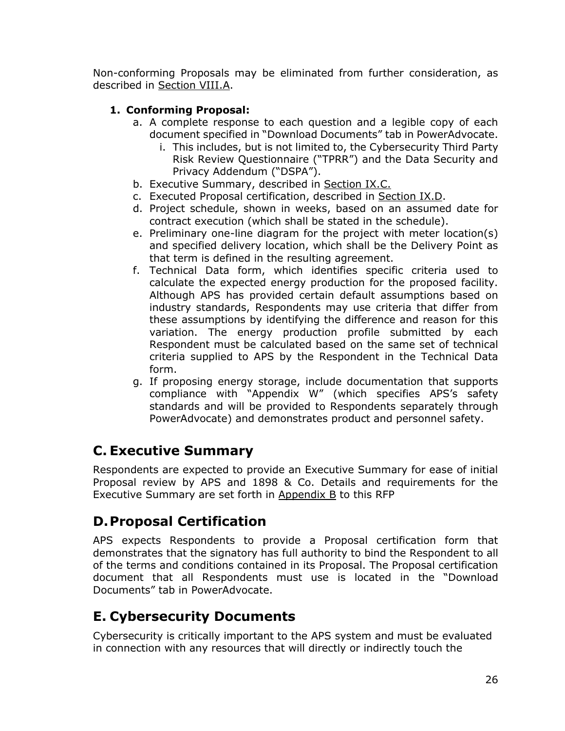Non-conforming Proposals may be eliminated from further consideration, as described in Section VIII.A.

1. **Conforming Proposal:**
    a. A complete response to each question and a legible copy of each document specified in "Download Documents" tab in PowerAdvocate.
        i. This includes, but is not limited to, the Cybersecurity Third Party Risk Review Questionnaire ("TPRR") and the Data Security and Privacy Addendum ("DSPA").
    b. Executive Summary, described in Section IX.C.
    c. Executed Proposal certification, described in Section IX.D.
    d. Project schedule, shown in weeks, based on an assumed date for contract execution (which shall be stated in the schedule).
    e. Preliminary one-line diagram for the project with meter location(s) and specified delivery location, which shall be the Delivery Point as that term is defined in the resulting agreement.
    f. Technical Data form, which identifies specific criteria used to calculate the expected energy production for the proposed facility. Although APS has provided certain default assumptions based on industry standards, Respondents may use criteria that differ from these assumptions by identifying the difference and reason for this variation. The energy production profile submitted by each Respondent must be calculated based on the same set of technical criteria supplied to APS by the Respondent in the Technical Data form.
    g. If proposing energy storage, include documentation that supports compliance with "Appendix W" (which specifies APS's safety standards and will be provided to Respondents separately through PowerAdvocate) and demonstrates product and personnel safety.

## C. Executive Summary

Respondents are expected to provide an Executive Summary for ease of initial Proposal review by APS and 1898 & Co. Details and requirements for the Executive Summary are set forth in Appendix B to this RFP

## D. Proposal Certification

APS expects Respondents to provide a Proposal certification form that demonstrates that the signatory has full authority to bind the Respondent to all of the terms and conditions contained in its Proposal. The Proposal certification document that all Respondents must use is located in the "Download Documents" tab in PowerAdvocate.

## E. Cybersecurity Documents

Cybersecurity is critically important to the APS system and must be evaluated in connection with any resources that will directly or indirectly touch the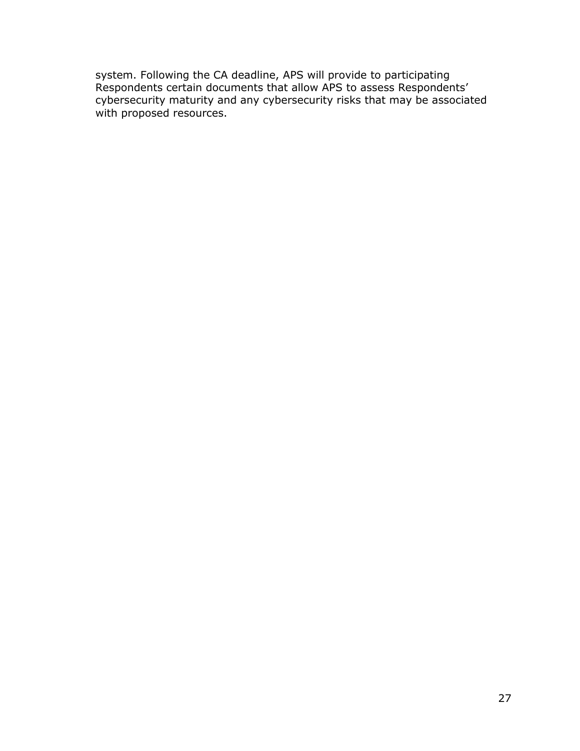system. Following the CA deadline, APS will provide to participating Respondents certain documents that allow APS to assess Respondents' cybersecurity maturity and any cybersecurity risks that may be associated with proposed resources.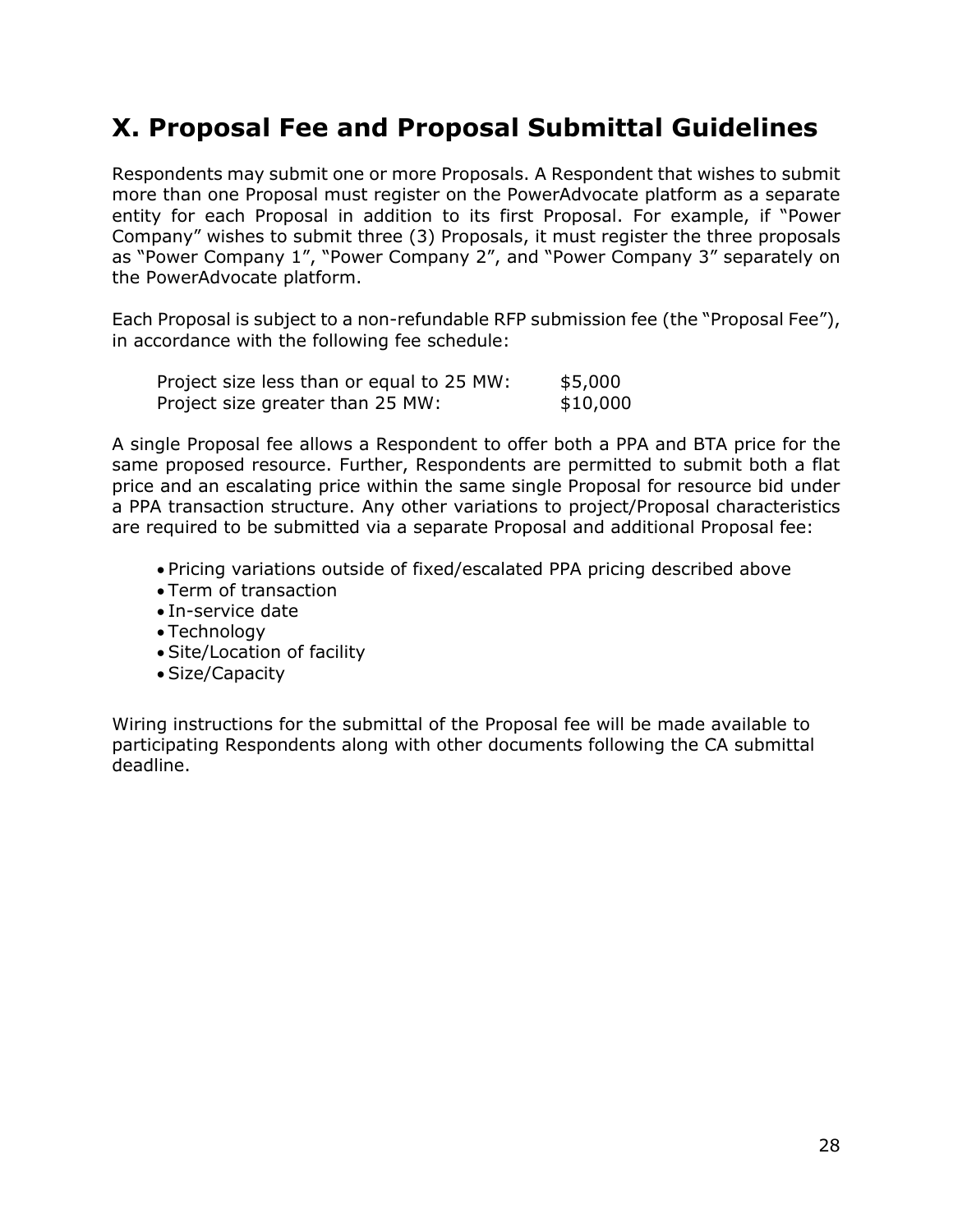# X. Proposal Fee and Proposal Submittal Guidelines

Respondents may submit one or more Proposals. A Respondent that wishes to submit more than one Proposal must register on the PowerAdvocate platform as a separate entity for each Proposal in addition to its first Proposal. For example, if "Power Company" wishes to submit three (3) Proposals, it must register the three proposals as "Power Company 1", "Power Company 2", and "Power Company 3" separately on the PowerAdvocate platform.

Each Proposal is subject to a non-refundable RFP submission fee (the "Proposal Fee"), in accordance with the following fee schedule:

| | |
|---|---|
| Project size less than or equal to 25 MW: | $5,000 |
| Project size greater than 25 MW: | $10,000 |

A single Proposal fee allows a Respondent to offer both a PPA and BTA price for the same proposed resource. Further, Respondents are permitted to submit both a flat price and an escalating price within the same single Proposal for resource bid under a PPA transaction structure. Any other variations to project/Proposal characteristics are required to be submitted via a separate Proposal and additional Proposal fee:

- Pricing variations outside of fixed/escalated PPA pricing described above
- Term of transaction
- In-service date
- Technology
- Site/Location of facility
- Size/Capacity

Wiring instructions for the submittal of the Proposal fee will be made available to participating Respondents along with other documents following the CA submittal deadline.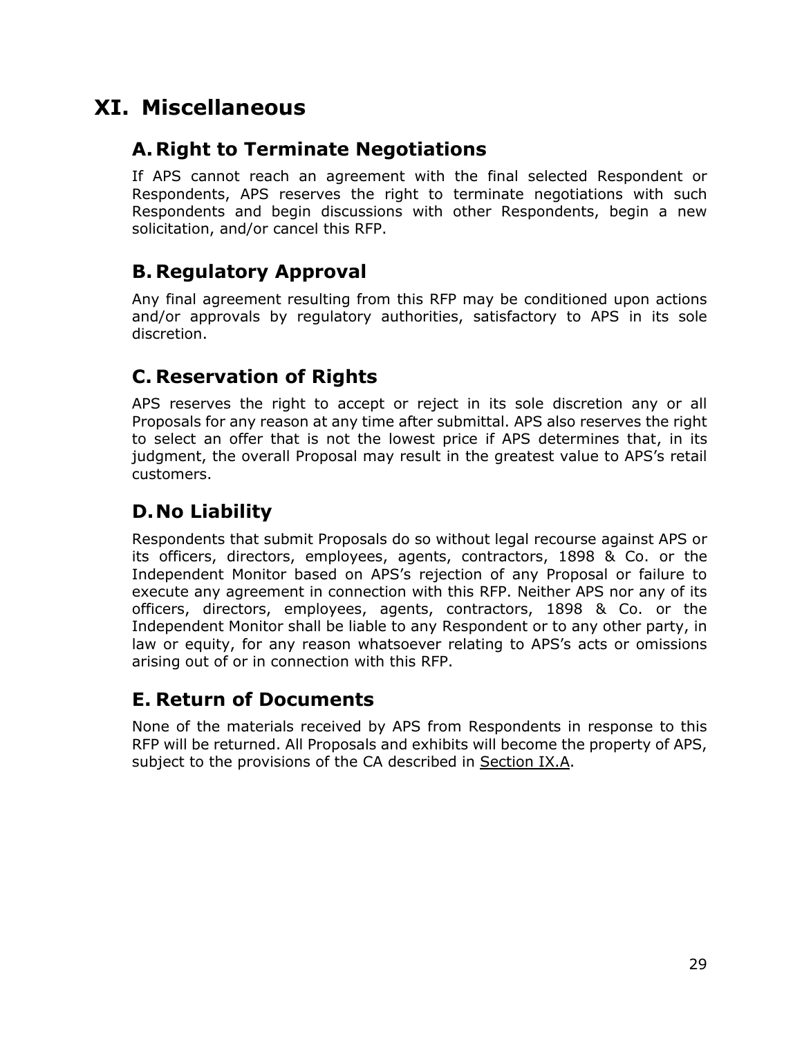# XI. Miscellaneous

## A. Right to Terminate Negotiations

If APS cannot reach an agreement with the final selected Respondent or Respondents, APS reserves the right to terminate negotiations with such Respondents and begin discussions with other Respondents, begin a new solicitation, and/or cancel this RFP.

## B. Regulatory Approval

Any final agreement resulting from this RFP may be conditioned upon actions and/or approvals by regulatory authorities, satisfactory to APS in its sole discretion.

## C. Reservation of Rights

APS reserves the right to accept or reject in its sole discretion any or all Proposals for any reason at any time after submittal. APS also reserves the right to select an offer that is not the lowest price if APS determines that, in its judgment, the overall Proposal may result in the greatest value to APS's retail customers.

## D. No Liability

Respondents that submit Proposals do so without legal recourse against APS or its officers, directors, employees, agents, contractors, 1898 & Co. or the Independent Monitor based on APS's rejection of any Proposal or failure to execute any agreement in connection with this RFP. Neither APS nor any of its officers, directors, employees, agents, contractors, 1898 & Co. or the Independent Monitor shall be liable to any Respondent or to any other party, in law or equity, for any reason whatsoever relating to APS's acts or omissions arising out of or in connection with this RFP.

## E. Return of Documents

None of the materials received by APS from Respondents in response to this RFP will be returned. All Proposals and exhibits will become the property of APS, subject to the provisions of the CA described in Section IX.A.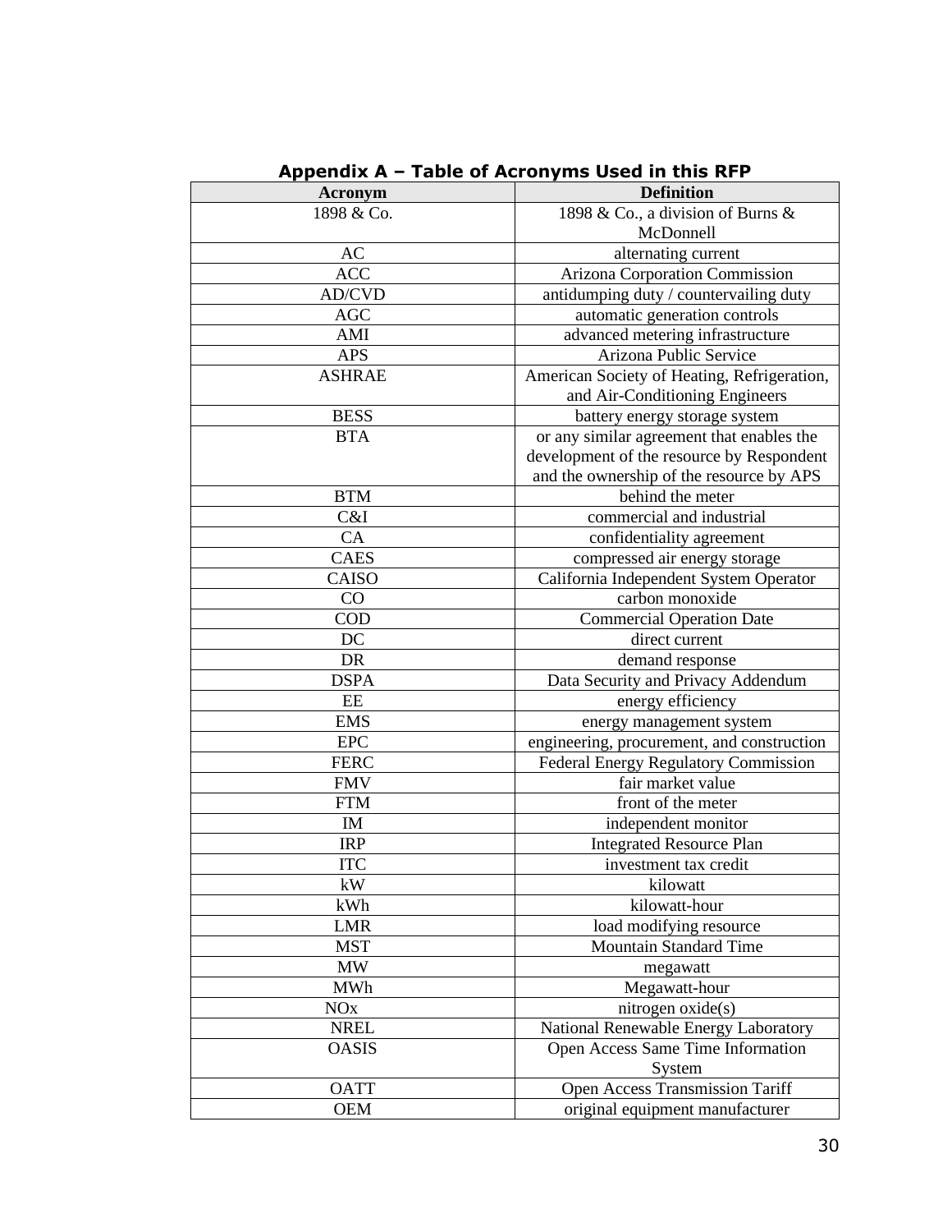## Appendix A – Table of Acronyms Used in this RFP

| Acronym | Definition |
|---|---|
| 1898 & Co. | 1898 & Co., a division of Burns & McDonnell |
| AC | alternating current |
| ACC | Arizona Corporation Commission |
| AD/CVD | antidumping duty / countervailing duty |
| AGC | automatic generation controls |
| AMI | advanced metering infrastructure |
| APS | Arizona Public Service |
| ASHRAE | American Society of Heating, Refrigeration, and Air-Conditioning Engineers |
| BESS | battery energy storage system |
| BTA | or any similar agreement that enables the development of the resource by Respondent and the ownership of the resource by APS |
| BTM | behind the meter |
| C&I | commercial and industrial |
| CA | confidentiality agreement |
| CAES | compressed air energy storage |
| CAISO | California Independent System Operator |
| CO | carbon monoxide |
| COD | Commercial Operation Date |
| DC | direct current |
| DR | demand response |
| DSPA | Data Security and Privacy Addendum |
| EE | energy efficiency |
| EMS | energy management system |
| EPC | engineering, procurement, and construction |
| FERC | Federal Energy Regulatory Commission |
| FMV | fair market value |
| FTM | front of the meter |
| IM | independent monitor |
| IRP | Integrated Resource Plan |
| ITC | investment tax credit |
| kW | kilowatt |
| kWh | kilowatt-hour |
| LMR | load modifying resource |
| MST | Mountain Standard Time |
| MW | megawatt |
| MWh | Megawatt-hour |
| NOx | nitrogen oxide(s) |
| NREL | National Renewable Energy Laboratory |
| OASIS | Open Access Same Time Information System |
| OATT | Open Access Transmission Tariff |
| OEM | original equipment manufacturer |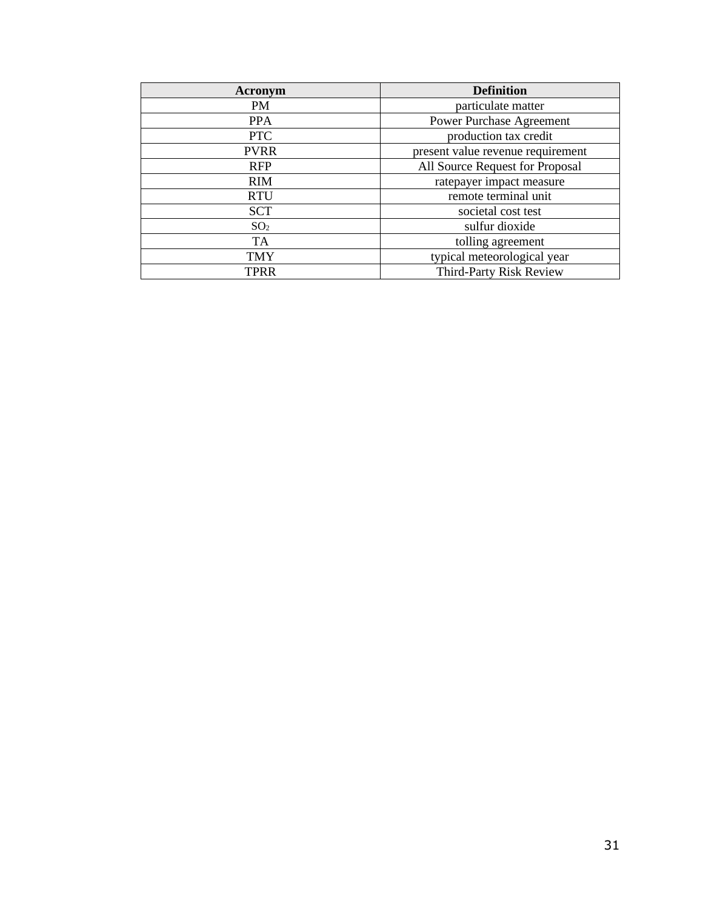| Acronym | Definition |
|---|---|
| PM | particulate matter |
| PPA | Power Purchase Agreement |
| PTC | production tax credit |
| PVRR | present value revenue requirement |
| RFP | All Source Request for Proposal |
| RIM | ratepayer impact measure |
| RTU | remote terminal unit |
| SCT | societal cost test |
| $SO_2$ | sulfur dioxide |
| TA | tolling agreement |
| TMY | typical meteorological year |
| TPRR | Third-Party Risk Review |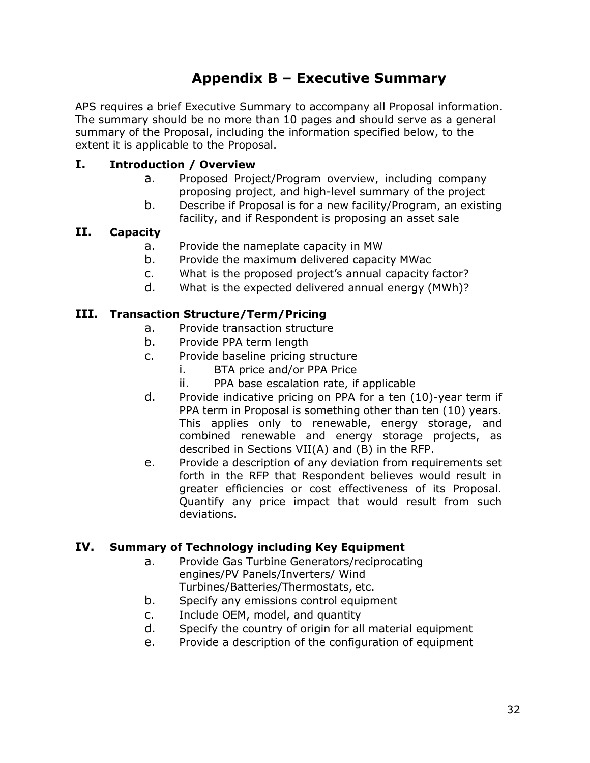# Appendix B – Executive Summary

APS requires a brief Executive Summary to accompany all Proposal information. The summary should be no more than 10 pages and should serve as a general summary of the Proposal, including the information specified below, to the extent it is applicable to the Proposal.

## I. Introduction / Overview

a. Proposed Project/Program overview, including company proposing project, and high-level summary of the project

b. Describe if Proposal is for a new facility/Program, an existing facility, and if Respondent is proposing an asset sale

## II. Capacity

a. Provide the nameplate capacity in MW

b. Provide the maximum delivered capacity MWac

c. What is the proposed project's annual capacity factor?

d. What is the expected delivered annual energy (MWh)?

## III. Transaction Structure/Term/Pricing

a. Provide transaction structure

b. Provide PPA term length

c. Provide baseline pricing structure
   - i. BTA price and/or PPA Price
   - ii. PPA base escalation rate, if applicable

d. Provide indicative pricing on PPA for a ten (10)-year term if PPA term in Proposal is something other than ten (10) years. This applies only to renewable, energy storage, and combined renewable and energy storage projects, as described in Sections VII(A) and (B) in the RFP.

e. Provide a description of any deviation from requirements set forth in the RFP that Respondent believes would result in greater efficiencies or cost effectiveness of its Proposal. Quantify any price impact that would result from such deviations.

## IV. Summary of Technology including Key Equipment

a. Provide Gas Turbine Generators/reciprocating engines/PV Panels/Inverters/ Wind Turbines/Batteries/Thermostats, etc.

b. Specify any emissions control equipment

c. Include OEM, model, and quantity

d. Specify the country of origin for all material equipment

e. Provide a description of the configuration of equipment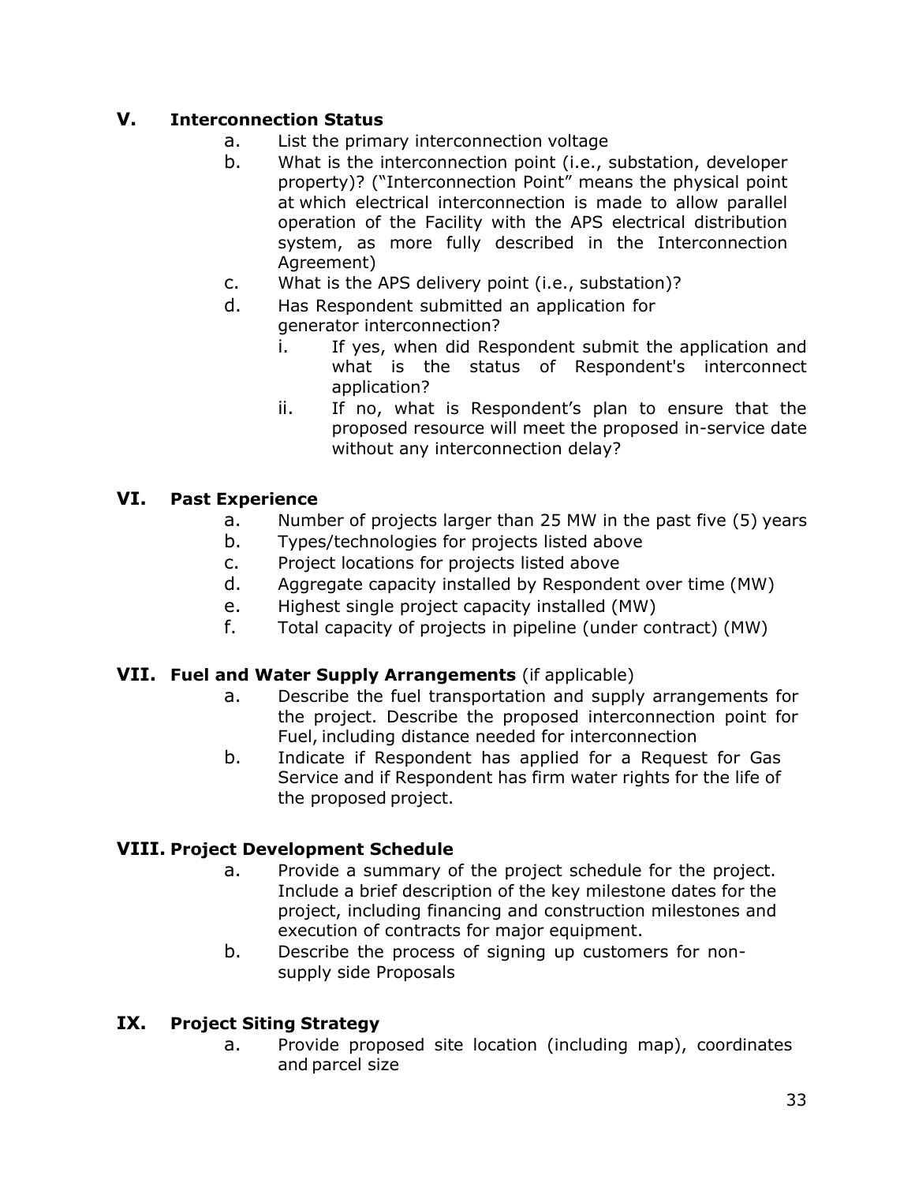## V. Interconnection Status

a. List the primary interconnection voltage

b. What is the interconnection point (i.e., substation, developer property)? ("Interconnection Point" means the physical point at which electrical interconnection is made to allow parallel operation of the Facility with the APS electrical distribution system, as more fully described in the Interconnection Agreement)

c. What is the APS delivery point (i.e., substation)?

d. Has Respondent submitted an application for generator interconnection?

   i. If yes, when did Respondent submit the application and what is the status of Respondent's interconnect application?

   ii. If no, what is Respondent's plan to ensure that the proposed resource will meet the proposed in-service date without any interconnection delay?

## VI. Past Experience

a. Number of projects larger than 25 MW in the past five (5) years

b. Types/technologies for projects listed above

c. Project locations for projects listed above

d. Aggregate capacity installed by Respondent over time (MW)

e. Highest single project capacity installed (MW)

f. Total capacity of projects in pipeline (under contract) (MW)

## VII. Fuel and Water Supply Arrangements (if applicable)

a. Describe the fuel transportation and supply arrangements for the project. Describe the proposed interconnection point for Fuel, including distance needed for interconnection

b. Indicate if Respondent has applied for a Request for Gas Service and if Respondent has firm water rights for the life of the proposed project.

## VIII. Project Development Schedule

a. Provide a summary of the project schedule for the project. Include a brief description of the key milestone dates for the project, including financing and construction milestones and execution of contracts for major equipment.

b. Describe the process of signing up customers for non-supply side Proposals

## IX. Project Siting Strategy

a. Provide proposed site location (including map), coordinates and parcel size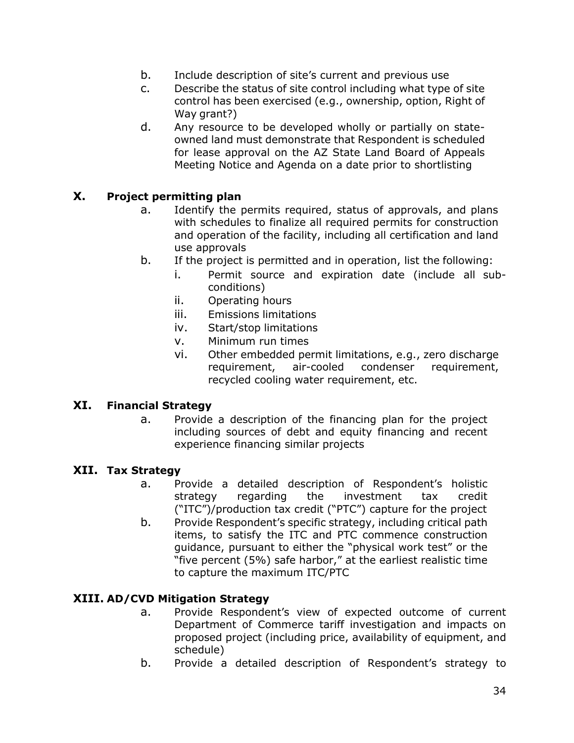b. Include description of site's current and previous use
c. Describe the status of site control including what type of site control has been exercised (e.g., ownership, option, Right of Way grant?)
d. Any resource to be developed wholly or partially on state-owned land must demonstrate that Respondent is scheduled for lease approval on the AZ State Land Board of Appeals Meeting Notice and Agenda on a date prior to shortlisting

## X. Project permitting plan

a. Identify the permits required, status of approvals, and plans with schedules to finalize all required permits for construction and operation of the facility, including all certification and land use approvals
b. If the project is permitted and in operation, list the following:
   i. Permit source and expiration date (include all sub-conditions)
   ii. Operating hours
   iii. Emissions limitations
   iv. Start/stop limitations
   v. Minimum run times
   vi. Other embedded permit limitations, e.g., zero discharge requirement, air-cooled condenser requirement, recycled cooling water requirement, etc.

## XI. Financial Strategy

a. Provide a description of the financing plan for the project including sources of debt and equity financing and recent experience financing similar projects

## XII. Tax Strategy

a. Provide a detailed description of Respondent's holistic strategy regarding the investment tax credit ("ITC")/production tax credit ("PTC") capture for the project
b. Provide Respondent's specific strategy, including critical path items, to satisfy the ITC and PTC commence construction guidance, pursuant to either the "physical work test" or the "five percent (5%) safe harbor," at the earliest realistic time to capture the maximum ITC/PTC

## XIII. AD/CVD Mitigation Strategy

a. Provide Respondent's view of expected outcome of current Department of Commerce tariff investigation and impacts on proposed project (including price, availability of equipment, and schedule)
b. Provide a detailed description of Respondent's strategy to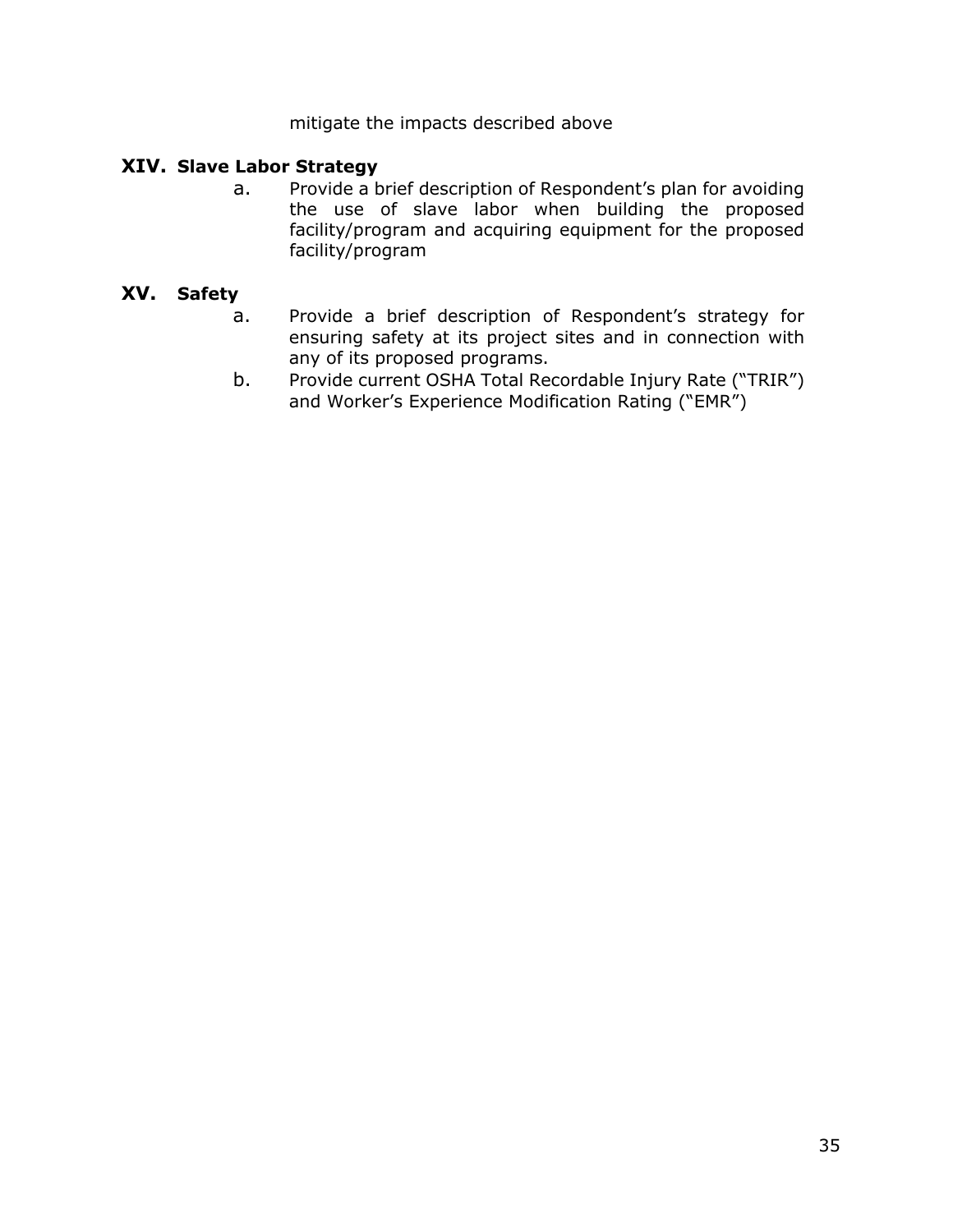mitigate the impacts described above

## XIV. Slave Labor Strategy

a. Provide a brief description of Respondent's plan for avoiding the use of slave labor when building the proposed facility/program and acquiring equipment for the proposed facility/program

## XV. Safety

a. Provide a brief description of Respondent's strategy for ensuring safety at its project sites and in connection with any of its proposed programs.

b. Provide current OSHA Total Recordable Injury Rate ("TRIR") and Worker's Experience Modification Rating ("EMR")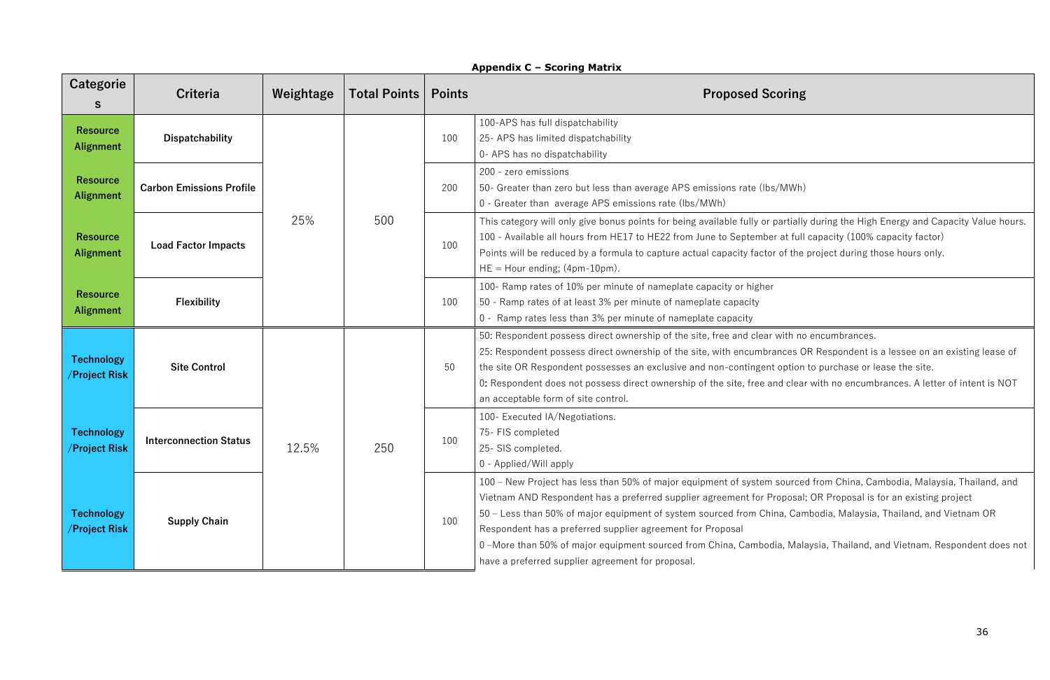**Appendix C – Scoring Matrix**

| Categories | Criteria | Weightage | Total Points | Points | Proposed Scoring |
|---|---|---|---|---|---|
| Resource Alignment | Dispatchability | 25% | 500 | 100 | 100-APS has full dispatchability<br>25- APS has limited dispatchability<br>0- APS has no dispatchability |
| Resource Alignment | Carbon Emissions Profile | | | 200 | 200 - zero emissions<br>50- Greater than zero but less than average APS emissions rate (lbs/MWh)<br>0 - Greater than average APS emissions rate (lbs/MWh) |
| Resource Alignment | Load Factor Impacts | | | 100 | This category will only give bonus points for being available fully or partially during the High Energy and Capacity Value hours.<br>100 - Available all hours from HE17 to HE22 from June to September at full capacity (100% capacity factor)<br>Points will be reduced by a formula to capture actual capacity factor of the project during those hours only.<br>HE = Hour ending; (4pm-10pm). |
| Resource Alignment | Flexibility | | | 100 | 100- Ramp rates of 10% per minute of nameplate capacity or higher<br>50 - Ramp rates of at least 3% per minute of nameplate capacity<br>0 - Ramp rates less than 3% per minute of nameplate capacity |
| Technology /Project Risk | Site Control | 12.5% | 250 | 50 | 50: Respondent possess direct ownership of the site, free and clear with no encumbrances.<br>25: Respondent possess direct ownership of the site, with encumbrances OR Respondent is a lessee on an existing lease of the site OR Respondent possesses an exclusive and non-contingent option to purchase or lease the site.<br>0: Respondent does not possess direct ownership of the site, free and clear with no encumbrances. A letter of intent is NOT an acceptable form of site control. |
| Technology /Project Risk | Interconnection Status | | | 100 | 100- Executed IA/Negotiations.<br>75- FIS completed<br>25- SIS completed.<br>0 - Applied/Will apply |
| Technology /Project Risk | Supply Chain | | | 100 | 100 – New Project has less than 50% of major equipment of system sourced from China, Cambodia, Malaysia, Thailand, and Vietnam AND Respondent has a preferred supplier agreement for Proposal; OR Proposal is for an existing project<br>50 – Less than 50% of major equipment of system sourced from China, Cambodia, Malaysia, Thailand, and Vietnam OR Respondent has a preferred supplier agreement for Proposal<br>0 –More than 50% of major equipment sourced from China, Cambodia, Malaysia, Thailand, and Vietnam. Respondent does not have a preferred supplier agreement for proposal. |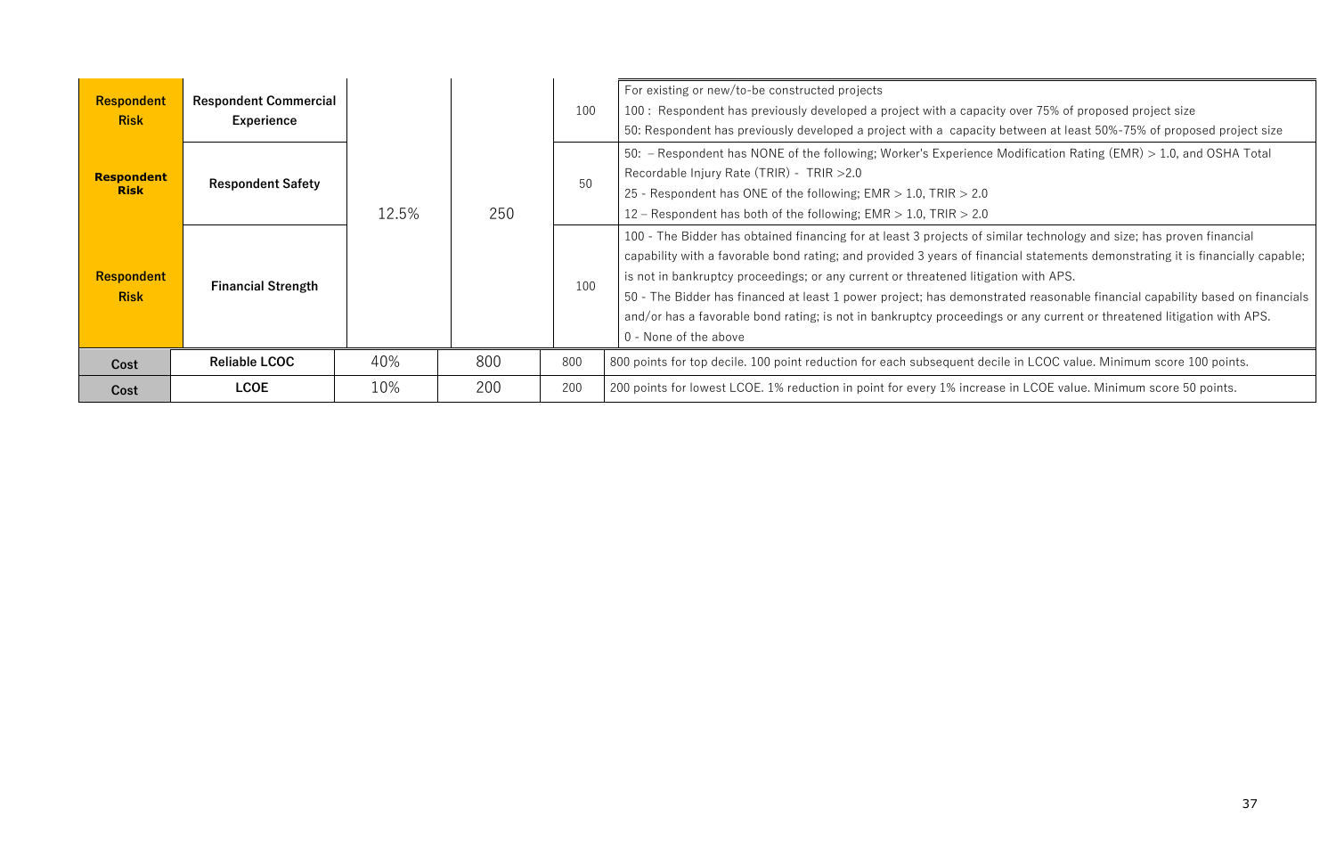| | | | | | |
|---|---|---|---|---|---|
| **Respondent Risk** | **Respondent Commercial Experience** | 12.5% | 250 | 100 | For existing or new/to-be constructed projects<br>100 : Respondent has previously developed a project with a capacity over 75% of proposed project size<br>50: Respondent has previously developed a project with a capacity between at least 50%-75% of proposed project size |
| **Respondent Risk** | **Respondent Safety** | | | 50 | 50: – Respondent has NONE of the following; Worker's Experience Modification Rating (EMR) > 1.0, and OSHA Total Recordable Injury Rate (TRIR) - TRIR >2.0<br>25 - Respondent has ONE of the following; EMR > 1.0, TRIR > 2.0<br>12 – Respondent has both of the following; EMR > 1.0, TRIR > 2.0 |
| **Respondent Risk** | **Financial Strength** | | | 100 | 100 - The Bidder has obtained financing for at least 3 projects of similar technology and size; has proven financial capability with a favorable bond rating; and provided 3 years of financial statements demonstrating it is financially capable; is not in bankruptcy proceedings; or any current or threatened litigation with APS.<br>50 - The Bidder has financed at least 1 power project; has demonstrated reasonable financial capability based on financials and/or has a favorable bond rating; is not in bankruptcy proceedings or any current or threatened litigation with APS.<br>0 - None of the above |
| **Cost** | **Reliable LCOC** | 40% | 800 | 800 | 800 points for top decile. 100 point reduction for each subsequent decile in LCOC value. Minimum score 100 points. |
| **Cost** | **LCOE** | 10% | 200 | 200 | 200 points for lowest LCOE. 1% reduction in point for every 1% increase in LCOE value. Minimum score 50 points. |